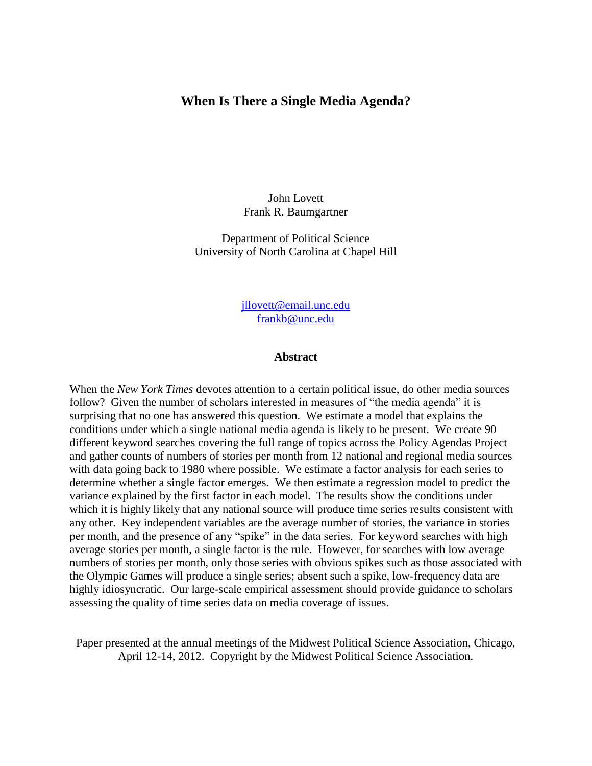# When Is There a Single Media Agenda?

John Lovett
Frank R. Baumgartner

Department of Political Science
University of North Carolina at Chapel Hill

jllovett@email.unc.edu
frankb@unc.edu

## Abstract

When the *New York Times* devotes attention to a certain political issue, do other media sources follow? Given the number of scholars interested in measures of "the media agenda" it is surprising that no one has answered this question. We estimate a model that explains the conditions under which a single national media agenda is likely to be present. We create 90 different keyword searches covering the full range of topics across the Policy Agendas Project and gather counts of numbers of stories per month from 12 national and regional media sources with data going back to 1980 where possible. We estimate a factor analysis for each series to determine whether a single factor emerges. We then estimate a regression model to predict the variance explained by the first factor in each model. The results show the conditions under which it is highly likely that any national source will produce time series results consistent with any other. Key independent variables are the average number of stories, the variance in stories per month, and the presence of any "spike" in the data series. For keyword searches with high average stories per month, a single factor is the rule. However, for searches with low average numbers of stories per month, only those series with obvious spikes such as those associated with the Olympic Games will produce a single series; absent such a spike, low-frequency data are highly idiosyncratic. Our large-scale empirical assessment should provide guidance to scholars assessing the quality of time series data on media coverage of issues.

Paper presented at the annual meetings of the Midwest Political Science Association, Chicago, April 12-14, 2012. Copyright by the Midwest Political Science Association.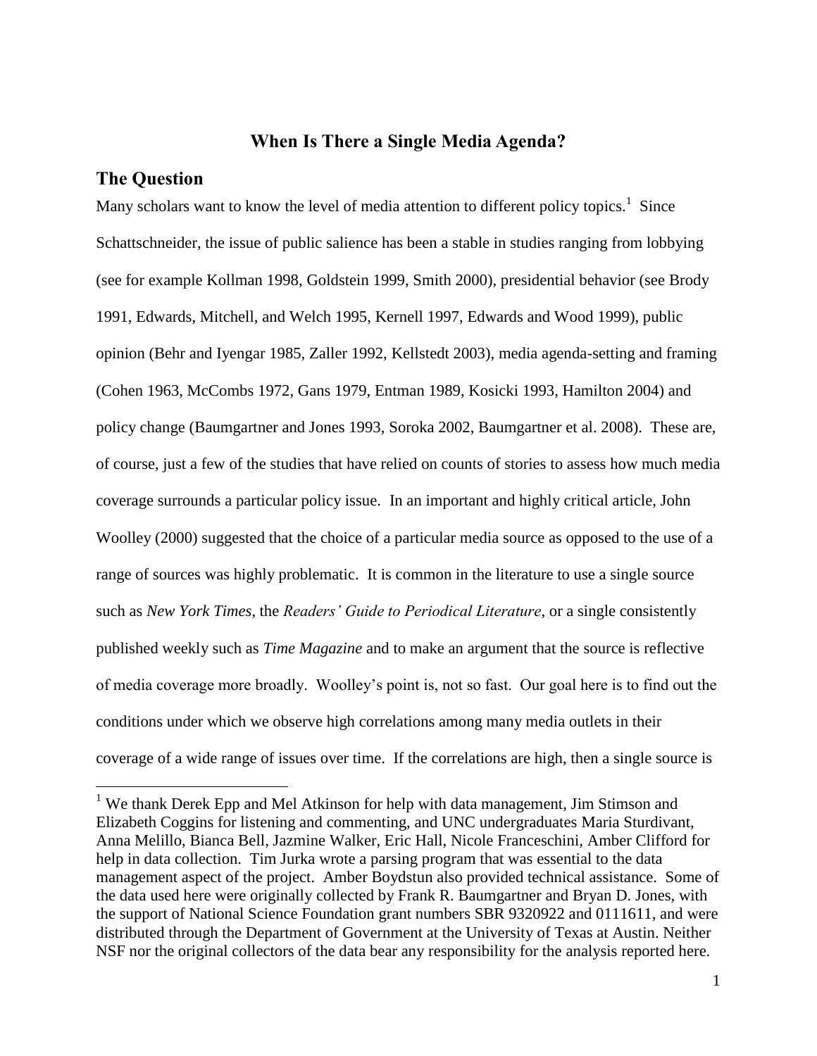# When Is There a Single Media Agenda?

## The Question

Many scholars want to know the level of media attention to different policy topics.[1] Since Schattschneider, the issue of public salience has been a stable in studies ranging from lobbying (see for example Kollman 1998, Goldstein 1999, Smith 2000), presidential behavior (see Brody 1991, Edwards, Mitchell, and Welch 1995, Kernell 1997, Edwards and Wood 1999), public opinion (Behr and Iyengar 1985, Zaller 1992, Kellstedt 2003), media agenda-setting and framing (Cohen 1963, McCombs 1972, Gans 1979, Entman 1989, Kosicki 1993, Hamilton 2004) and policy change (Baumgartner and Jones 1993, Soroka 2002, Baumgartner et al. 2008). These are, of course, just a few of the studies that have relied on counts of stories to assess how much media coverage surrounds a particular policy issue. In an important and highly critical article, John Woolley (2000) suggested that the choice of a particular media source as opposed to the use of a range of sources was highly problematic. It is common in the literature to use a single source such as *New York Times*, the *Readers' Guide to Periodical Literature*, or a single consistently published weekly such as *Time Magazine* and to make an argument that the source is reflective of media coverage more broadly. Woolley's point is, not so fast. Our goal here is to find out the conditions under which we observe high correlations among many media outlets in their coverage of a wide range of issues over time. If the correlations are high, then a single source is

[1] We thank Derek Epp and Mel Atkinson for help with data management, Jim Stimson and Elizabeth Coggins for listening and commenting, and UNC undergraduates Maria Sturdivant, Anna Melillo, Bianca Bell, Jazmine Walker, Eric Hall, Nicole Franceschini, Amber Clifford for help in data collection. Tim Jurka wrote a parsing program that was essential to the data management aspect of the project. Amber Boydstun also provided technical assistance. Some of the data used here were originally collected by Frank R. Baumgartner and Bryan D. Jones, with the support of National Science Foundation grant numbers SBR 9320922 and 0111611, and were distributed through the Department of Government at the University of Texas at Austin. Neither NSF nor the original collectors of the data bear any responsibility for the analysis reported here.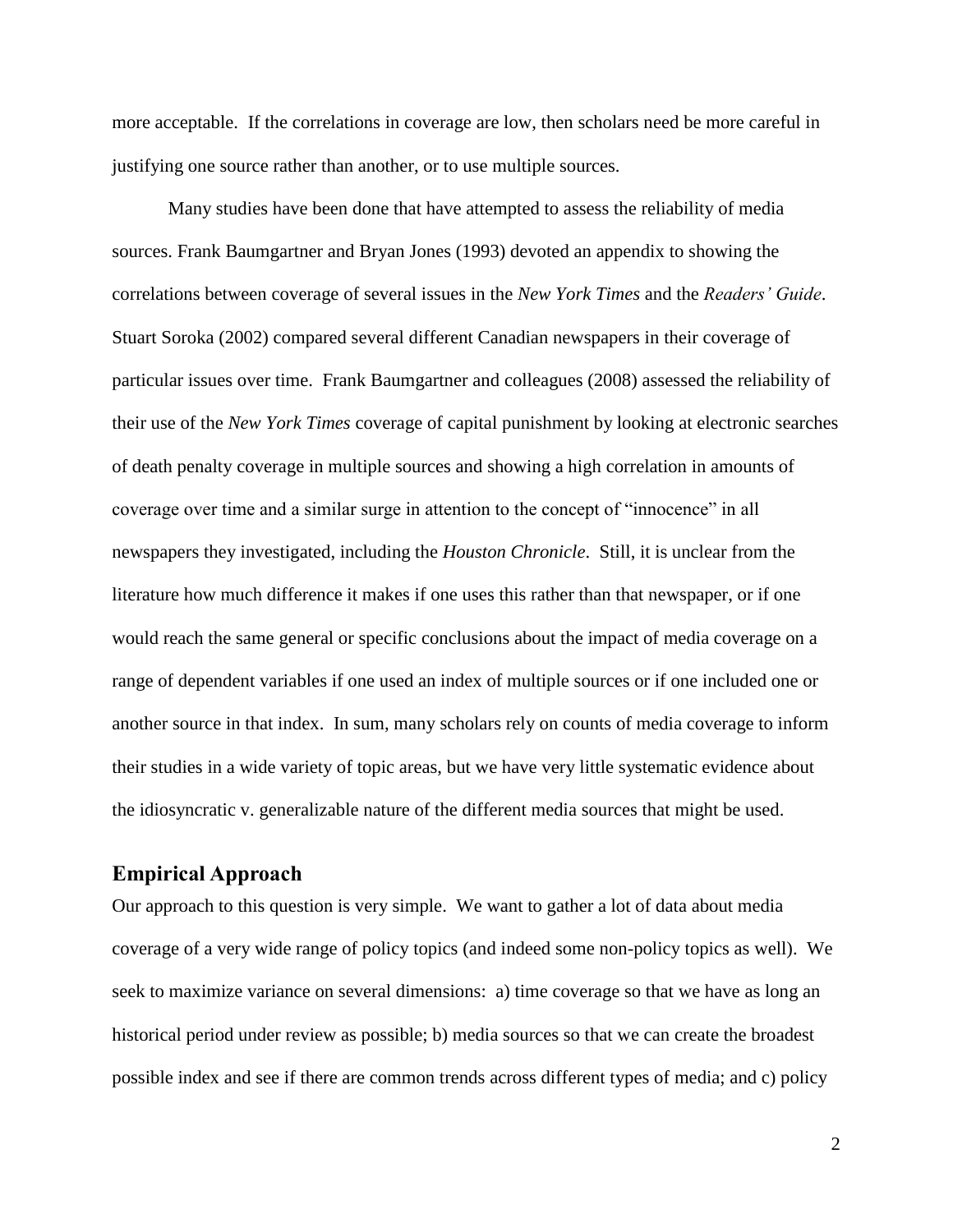more acceptable. If the correlations in coverage are low, then scholars need be more careful in justifying one source rather than another, or to use multiple sources.

Many studies have been done that have attempted to assess the reliability of media sources. Frank Baumgartner and Bryan Jones (1993) devoted an appendix to showing the correlations between coverage of several issues in the *New York Times* and the *Readers' Guide*. Stuart Soroka (2002) compared several different Canadian newspapers in their coverage of particular issues over time. Frank Baumgartner and colleagues (2008) assessed the reliability of their use of the *New York Times* coverage of capital punishment by looking at electronic searches of death penalty coverage in multiple sources and showing a high correlation in amounts of coverage over time and a similar surge in attention to the concept of "innocence" in all newspapers they investigated, including the *Houston Chronicle*. Still, it is unclear from the literature how much difference it makes if one uses this rather than that newspaper, or if one would reach the same general or specific conclusions about the impact of media coverage on a range of dependent variables if one used an index of multiple sources or if one included one or another source in that index. In sum, many scholars rely on counts of media coverage to inform their studies in a wide variety of topic areas, but we have very little systematic evidence about the idiosyncratic v. generalizable nature of the different media sources that might be used.

## Empirical Approach

Our approach to this question is very simple. We want to gather a lot of data about media coverage of a very wide range of policy topics (and indeed some non-policy topics as well). We seek to maximize variance on several dimensions: a) time coverage so that we have as long an historical period under review as possible; b) media sources so that we can create the broadest possible index and see if there are common trends across different types of media; and c) policy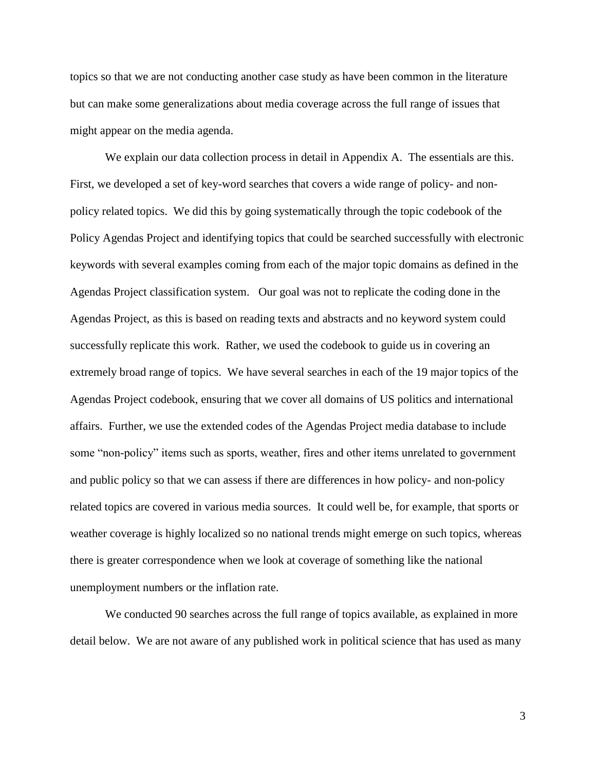topics so that we are not conducting another case study as have been common in the literature but can make some generalizations about media coverage across the full range of issues that might appear on the media agenda.

We explain our data collection process in detail in Appendix A. The essentials are this. First, we developed a set of key-word searches that covers a wide range of policy- and non-policy related topics. We did this by going systematically through the topic codebook of the Policy Agendas Project and identifying topics that could be searched successfully with electronic keywords with several examples coming from each of the major topic domains as defined in the Agendas Project classification system. Our goal was not to replicate the coding done in the Agendas Project, as this is based on reading texts and abstracts and no keyword system could successfully replicate this work. Rather, we used the codebook to guide us in covering an extremely broad range of topics. We have several searches in each of the 19 major topics of the Agendas Project codebook, ensuring that we cover all domains of US politics and international affairs. Further, we use the extended codes of the Agendas Project media database to include some "non-policy" items such as sports, weather, fires and other items unrelated to government and public policy so that we can assess if there are differences in how policy- and non-policy related topics are covered in various media sources. It could well be, for example, that sports or weather coverage is highly localized so no national trends might emerge on such topics, whereas there is greater correspondence when we look at coverage of something like the national unemployment numbers or the inflation rate.

We conducted 90 searches across the full range of topics available, as explained in more detail below. We are not aware of any published work in political science that has used as many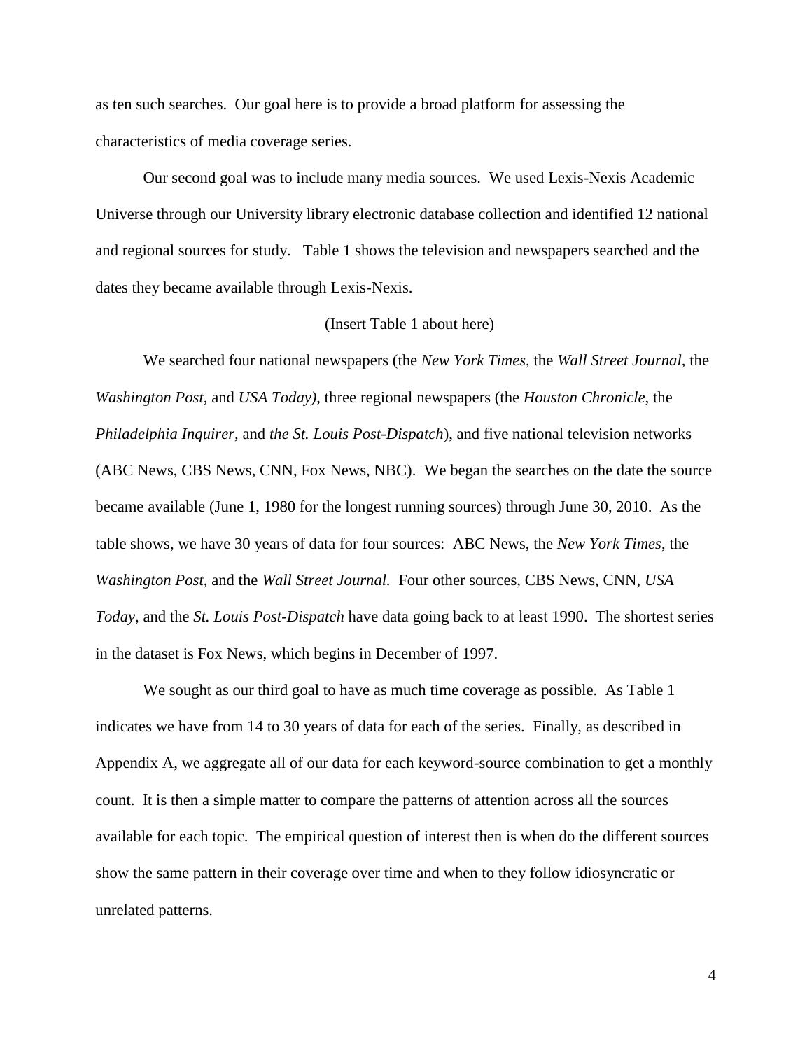as ten such searches. Our goal here is to provide a broad platform for assessing the characteristics of media coverage series.

Our second goal was to include many media sources. We used Lexis-Nexis Academic Universe through our University library electronic database collection and identified 12 national and regional sources for study. Table 1 shows the television and newspapers searched and the dates they became available through Lexis-Nexis.

(Insert Table 1 about here)

We searched four national newspapers (the *New York Times*, the *Wall Street Journal*, the *Washington Post*, and *USA Today)*, three regional newspapers (the *Houston Chronicle*, the *Philadelphia Inquirer*, and *the St. Louis Post-Dispatch*), and five national television networks (ABC News, CBS News, CNN, Fox News, NBC). We began the searches on the date the source became available (June 1, 1980 for the longest running sources) through June 30, 2010. As the table shows, we have 30 years of data for four sources: ABC News, the *New York Times*, the *Washington Post*, and the *Wall Street Journal*. Four other sources, CBS News, CNN, *USA Today*, and the *St. Louis Post-Dispatch* have data going back to at least 1990. The shortest series in the dataset is Fox News, which begins in December of 1997.

We sought as our third goal to have as much time coverage as possible. As Table 1 indicates we have from 14 to 30 years of data for each of the series. Finally, as described in Appendix A, we aggregate all of our data for each keyword-source combination to get a monthly count. It is then a simple matter to compare the patterns of attention across all the sources available for each topic. The empirical question of interest then is when do the different sources show the same pattern in their coverage over time and when to they follow idiosyncratic or unrelated patterns.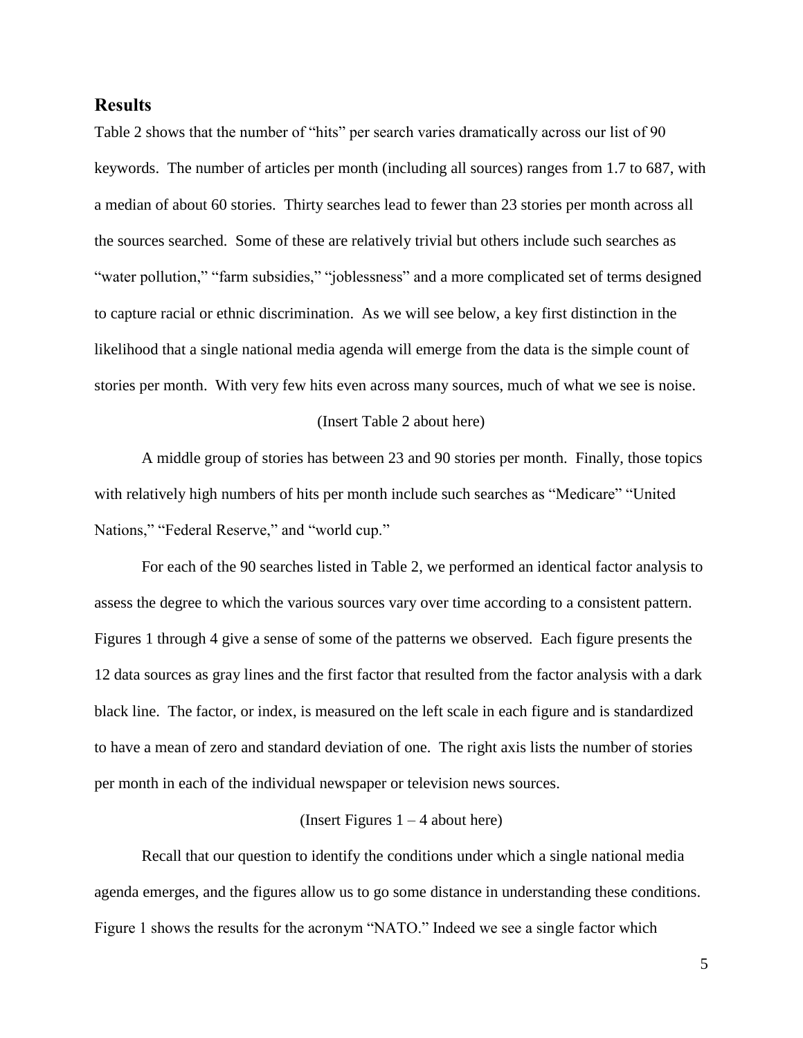## Results

Table 2 shows that the number of "hits" per search varies dramatically across our list of 90 keywords. The number of articles per month (including all sources) ranges from 1.7 to 687, with a median of about 60 stories. Thirty searches lead to fewer than 23 stories per month across all the sources searched. Some of these are relatively trivial but others include such searches as "water pollution," "farm subsidies," "joblessness" and a more complicated set of terms designed to capture racial or ethnic discrimination. As we will see below, a key first distinction in the likelihood that a single national media agenda will emerge from the data is the simple count of stories per month. With very few hits even across many sources, much of what we see is noise.

(Insert Table 2 about here)

A middle group of stories has between 23 and 90 stories per month. Finally, those topics with relatively high numbers of hits per month include such searches as "Medicare" "United Nations," "Federal Reserve," and "world cup."

For each of the 90 searches listed in Table 2, we performed an identical factor analysis to assess the degree to which the various sources vary over time according to a consistent pattern. Figures 1 through 4 give a sense of some of the patterns we observed. Each figure presents the 12 data sources as gray lines and the first factor that resulted from the factor analysis with a dark black line. The factor, or index, is measured on the left scale in each figure and is standardized to have a mean of zero and standard deviation of one. The right axis lists the number of stories per month in each of the individual newspaper or television news sources.

(Insert Figures 1 – 4 about here)

Recall that our question to identify the conditions under which a single national media agenda emerges, and the figures allow us to go some distance in understanding these conditions. Figure 1 shows the results for the acronym "NATO." Indeed we see a single factor which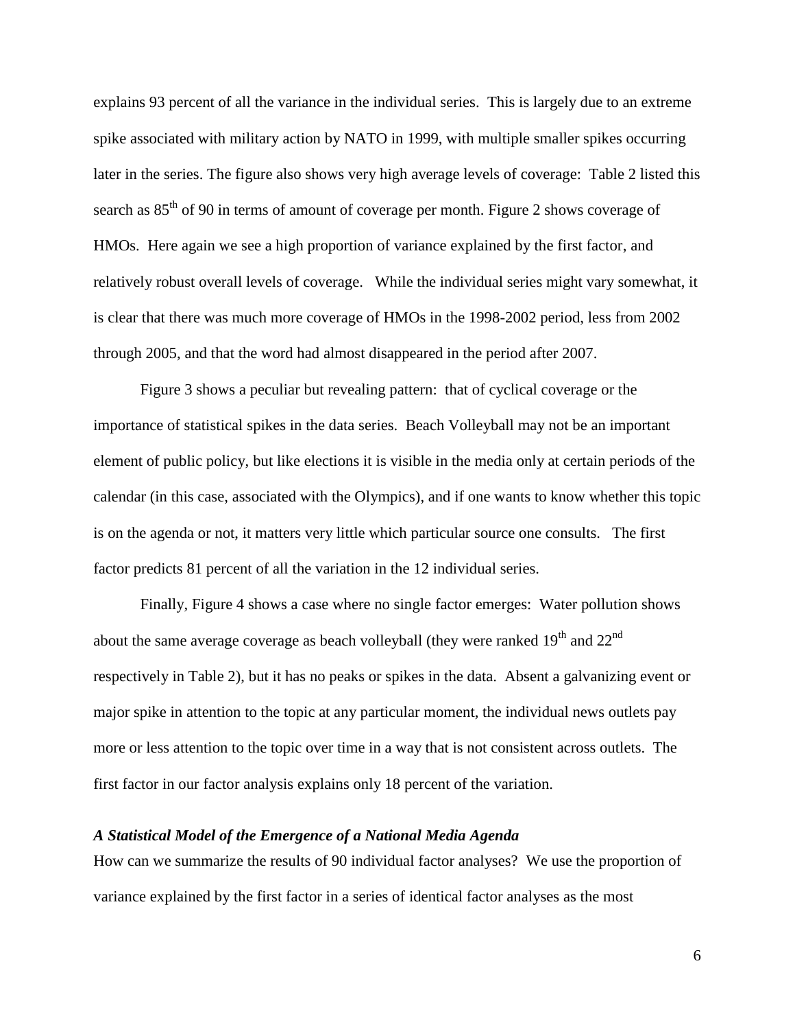explains 93 percent of all the variance in the individual series. This is largely due to an extreme spike associated with military action by NATO in 1999, with multiple smaller spikes occurring later in the series. The figure also shows very high average levels of coverage: Table 2 listed this search as 85th of 90 in terms of amount of coverage per month. Figure 2 shows coverage of HMOs. Here again we see a high proportion of variance explained by the first factor, and relatively robust overall levels of coverage. While the individual series might vary somewhat, it is clear that there was much more coverage of HMOs in the 1998-2002 period, less from 2002 through 2005, and that the word had almost disappeared in the period after 2007.

Figure 3 shows a peculiar but revealing pattern: that of cyclical coverage or the importance of statistical spikes in the data series. Beach Volleyball may not be an important element of public policy, but like elections it is visible in the media only at certain periods of the calendar (in this case, associated with the Olympics), and if one wants to know whether this topic is on the agenda or not, it matters very little which particular source one consults. The first factor predicts 81 percent of all the variation in the 12 individual series.

Finally, Figure 4 shows a case where no single factor emerges: Water pollution shows about the same average coverage as beach volleyball (they were ranked 19th and 22nd respectively in Table 2), but it has no peaks or spikes in the data. Absent a galvanizing event or major spike in attention to the topic at any particular moment, the individual news outlets pay more or less attention to the topic over time in a way that is not consistent across outlets. The first factor in our factor analysis explains only 18 percent of the variation.

### *A Statistical Model of the Emergence of a National Media Agenda*

How can we summarize the results of 90 individual factor analyses? We use the proportion of variance explained by the first factor in a series of identical factor analyses as the most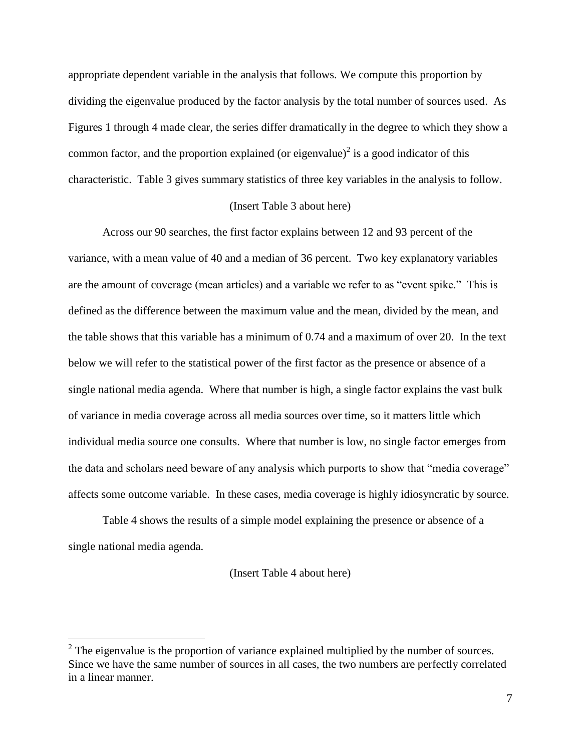appropriate dependent variable in the analysis that follows. We compute this proportion by dividing the eigenvalue produced by the factor analysis by the total number of sources used. As Figures 1 through 4 made clear, the series differ dramatically in the degree to which they show a common factor, and the proportion explained (or eigenvalue)[2] is a good indicator of this characteristic. Table 3 gives summary statistics of three key variables in the analysis to follow.

(Insert Table 3 about here)

Across our 90 searches, the first factor explains between 12 and 93 percent of the variance, with a mean value of 40 and a median of 36 percent. Two key explanatory variables are the amount of coverage (mean articles) and a variable we refer to as "event spike." This is defined as the difference between the maximum value and the mean, divided by the mean, and the table shows that this variable has a minimum of 0.74 and a maximum of over 20. In the text below we will refer to the statistical power of the first factor as the presence or absence of a single national media agenda. Where that number is high, a single factor explains the vast bulk of variance in media coverage across all media sources over time, so it matters little which individual media source one consults. Where that number is low, no single factor emerges from the data and scholars need beware of any analysis which purports to show that "media coverage" affects some outcome variable. In these cases, media coverage is highly idiosyncratic by source.

Table 4 shows the results of a simple model explaining the presence or absence of a single national media agenda.

(Insert Table 4 about here)

[2] The eigenvalue is the proportion of variance explained multiplied by the number of sources. Since we have the same number of sources in all cases, the two numbers are perfectly correlated in a linear manner.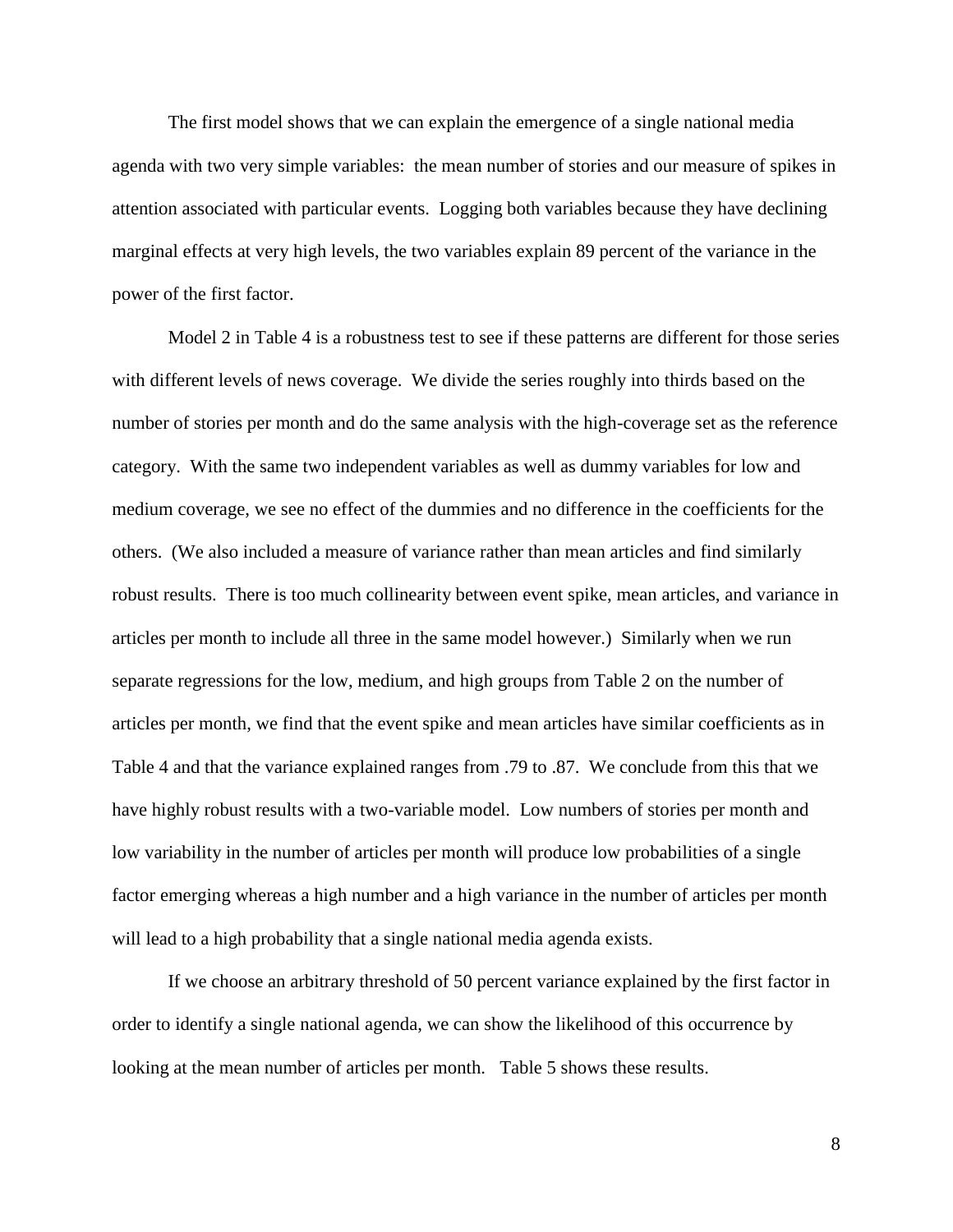The first model shows that we can explain the emergence of a single national media agenda with two very simple variables: the mean number of stories and our measure of spikes in attention associated with particular events. Logging both variables because they have declining marginal effects at very high levels, the two variables explain 89 percent of the variance in the power of the first factor.

Model 2 in Table 4 is a robustness test to see if these patterns are different for those series with different levels of news coverage. We divide the series roughly into thirds based on the number of stories per month and do the same analysis with the high-coverage set as the reference category. With the same two independent variables as well as dummy variables for low and medium coverage, we see no effect of the dummies and no difference in the coefficients for the others. (We also included a measure of variance rather than mean articles and find similarly robust results. There is too much collinearity between event spike, mean articles, and variance in articles per month to include all three in the same model however.) Similarly when we run separate regressions for the low, medium, and high groups from Table 2 on the number of articles per month, we find that the event spike and mean articles have similar coefficients as in Table 4 and that the variance explained ranges from .79 to .87. We conclude from this that we have highly robust results with a two-variable model. Low numbers of stories per month and low variability in the number of articles per month will produce low probabilities of a single factor emerging whereas a high number and a high variance in the number of articles per month will lead to a high probability that a single national media agenda exists.

If we choose an arbitrary threshold of 50 percent variance explained by the first factor in order to identify a single national agenda, we can show the likelihood of this occurrence by looking at the mean number of articles per month. Table 5 shows these results.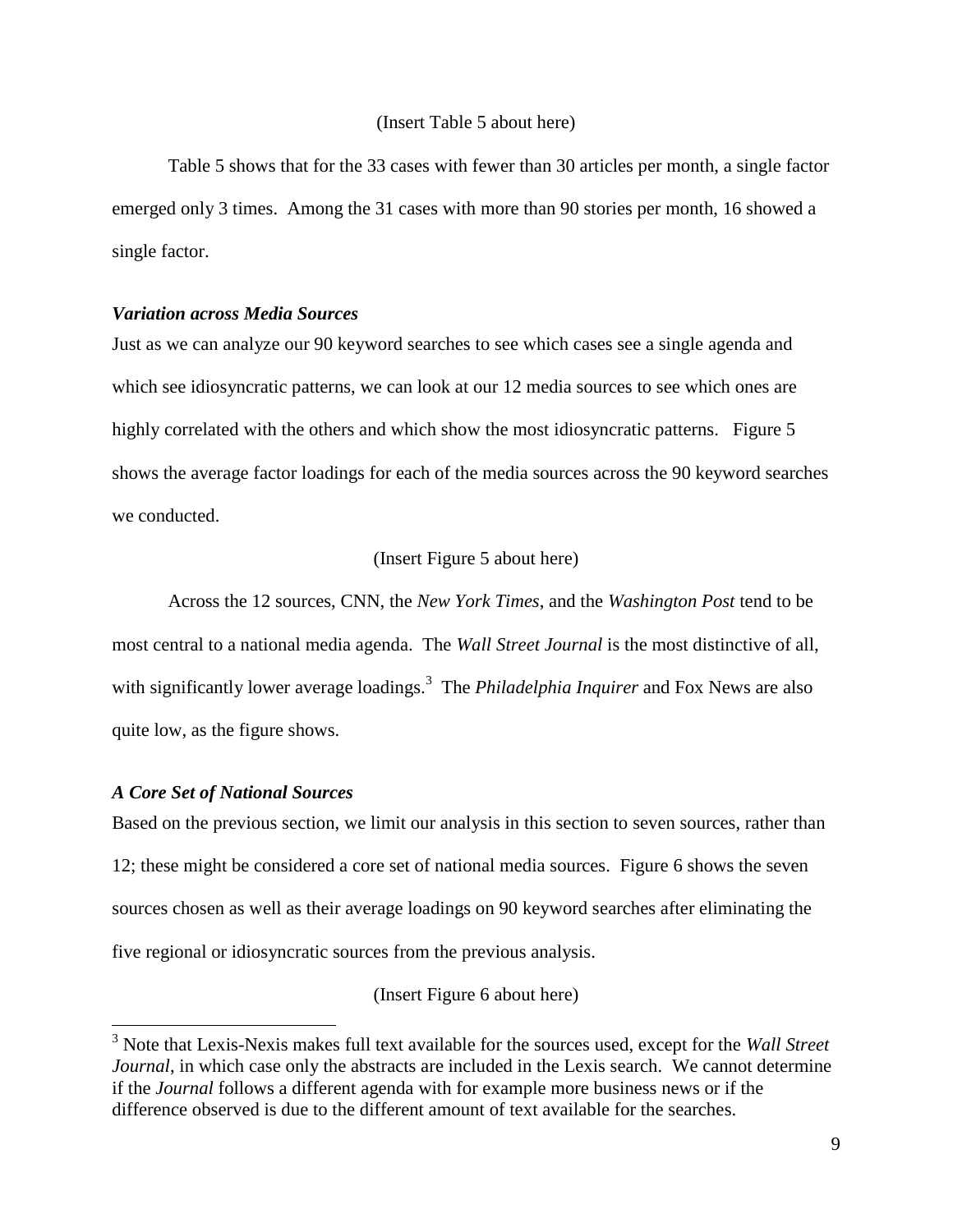(Insert Table 5 about here)

Table 5 shows that for the 33 cases with fewer than 30 articles per month, a single factor emerged only 3 times. Among the 31 cases with more than 90 stories per month, 16 showed a single factor.

### *Variation across Media Sources*

Just as we can analyze our 90 keyword searches to see which cases see a single agenda and which see idiosyncratic patterns, we can look at our 12 media sources to see which ones are highly correlated with the others and which show the most idiosyncratic patterns. Figure 5 shows the average factor loadings for each of the media sources across the 90 keyword searches we conducted.

(Insert Figure 5 about here)

Across the 12 sources, CNN, the *New York Times*, and the *Washington Post* tend to be most central to a national media agenda. The *Wall Street Journal* is the most distinctive of all, with significantly lower average loadings.[3] The *Philadelphia Inquirer* and Fox News are also quite low, as the figure shows.

### *A Core Set of National Sources*

Based on the previous section, we limit our analysis in this section to seven sources, rather than 12; these might be considered a core set of national media sources. Figure 6 shows the seven sources chosen as well as their average loadings on 90 keyword searches after eliminating the five regional or idiosyncratic sources from the previous analysis.

(Insert Figure 6 about here)

[3] Note that Lexis-Nexis makes full text available for the sources used, except for the *Wall Street Journal*, in which case only the abstracts are included in the Lexis search. We cannot determine if the *Journal* follows a different agenda with for example more business news or if the difference observed is due to the different amount of text available for the searches.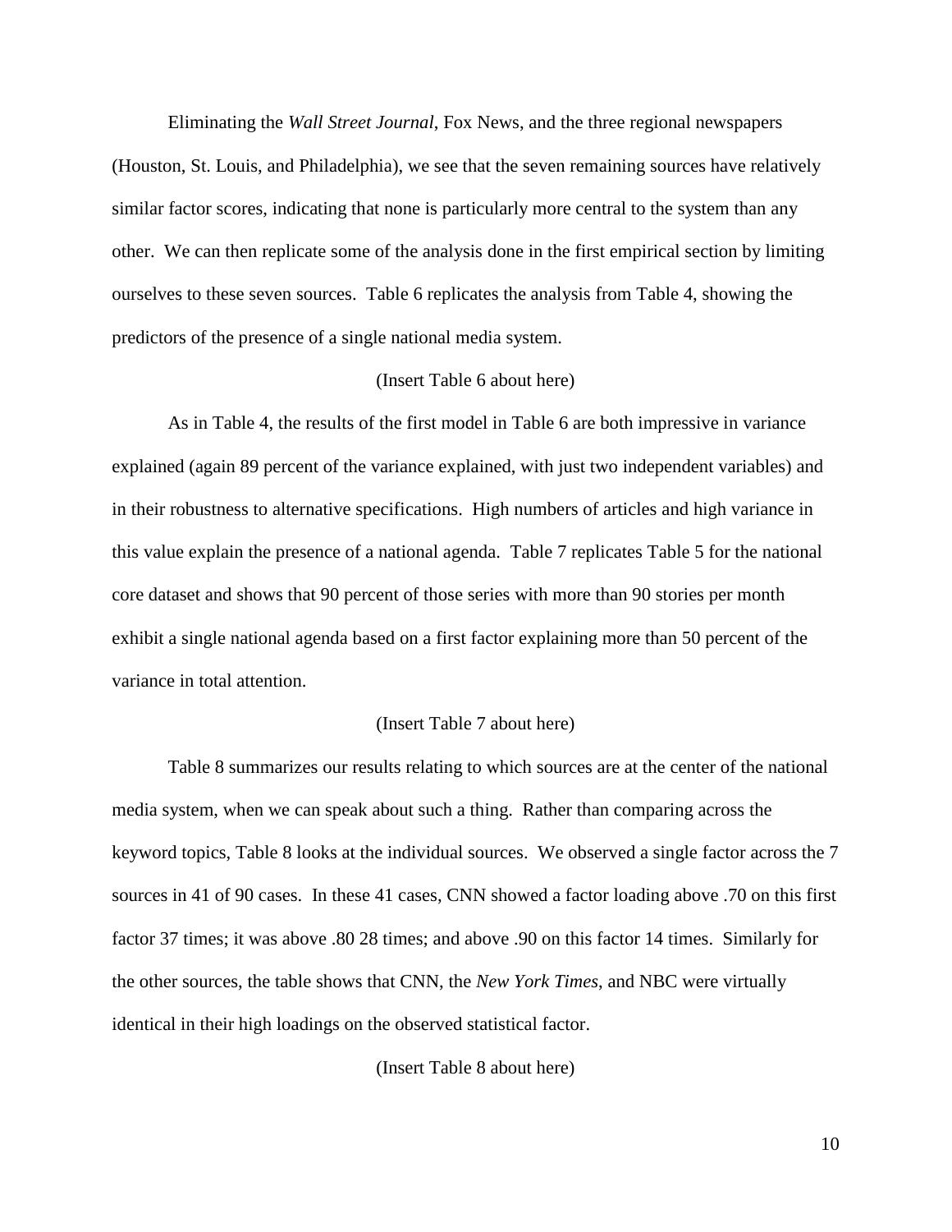Eliminating the *Wall Street Journal*, Fox News, and the three regional newspapers (Houston, St. Louis, and Philadelphia), we see that the seven remaining sources have relatively similar factor scores, indicating that none is particularly more central to the system than any other. We can then replicate some of the analysis done in the first empirical section by limiting ourselves to these seven sources. Table 6 replicates the analysis from Table 4, showing the predictors of the presence of a single national media system.

(Insert Table 6 about here)

As in Table 4, the results of the first model in Table 6 are both impressive in variance explained (again 89 percent of the variance explained, with just two independent variables) and in their robustness to alternative specifications. High numbers of articles and high variance in this value explain the presence of a national agenda. Table 7 replicates Table 5 for the national core dataset and shows that 90 percent of those series with more than 90 stories per month exhibit a single national agenda based on a first factor explaining more than 50 percent of the variance in total attention.

(Insert Table 7 about here)

Table 8 summarizes our results relating to which sources are at the center of the national media system, when we can speak about such a thing. Rather than comparing across the keyword topics, Table 8 looks at the individual sources. We observed a single factor across the 7 sources in 41 of 90 cases. In these 41 cases, CNN showed a factor loading above .70 on this first factor 37 times; it was above .80 28 times; and above .90 on this factor 14 times. Similarly for the other sources, the table shows that CNN, the *New York Times*, and NBC were virtually identical in their high loadings on the observed statistical factor.

(Insert Table 8 about here)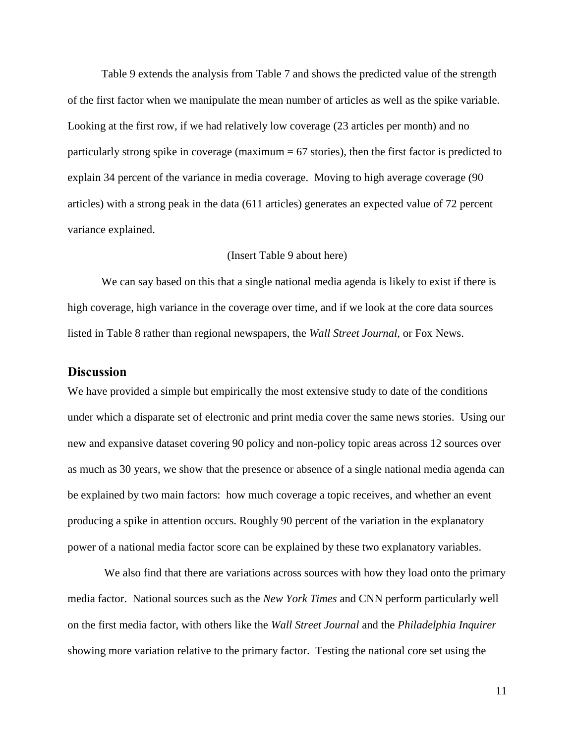Table 9 extends the analysis from Table 7 and shows the predicted value of the strength of the first factor when we manipulate the mean number of articles as well as the spike variable. Looking at the first row, if we had relatively low coverage (23 articles per month) and no particularly strong spike in coverage (maximum = 67 stories), then the first factor is predicted to explain 34 percent of the variance in media coverage. Moving to high average coverage (90 articles) with a strong peak in the data (611 articles) generates an expected value of 72 percent variance explained.

(Insert Table 9 about here)

We can say based on this that a single national media agenda is likely to exist if there is high coverage, high variance in the coverage over time, and if we look at the core data sources listed in Table 8 rather than regional newspapers, the *Wall Street Journal*, or Fox News.

## Discussion

We have provided a simple but empirically the most extensive study to date of the conditions under which a disparate set of electronic and print media cover the same news stories. Using our new and expansive dataset covering 90 policy and non-policy topic areas across 12 sources over as much as 30 years, we show that the presence or absence of a single national media agenda can be explained by two main factors: how much coverage a topic receives, and whether an event producing a spike in attention occurs. Roughly 90 percent of the variation in the explanatory power of a national media factor score can be explained by these two explanatory variables.

We also find that there are variations across sources with how they load onto the primary media factor. National sources such as the *New York Times* and CNN perform particularly well on the first media factor, with others like the *Wall Street Journal* and the *Philadelphia Inquirer* showing more variation relative to the primary factor. Testing the national core set using the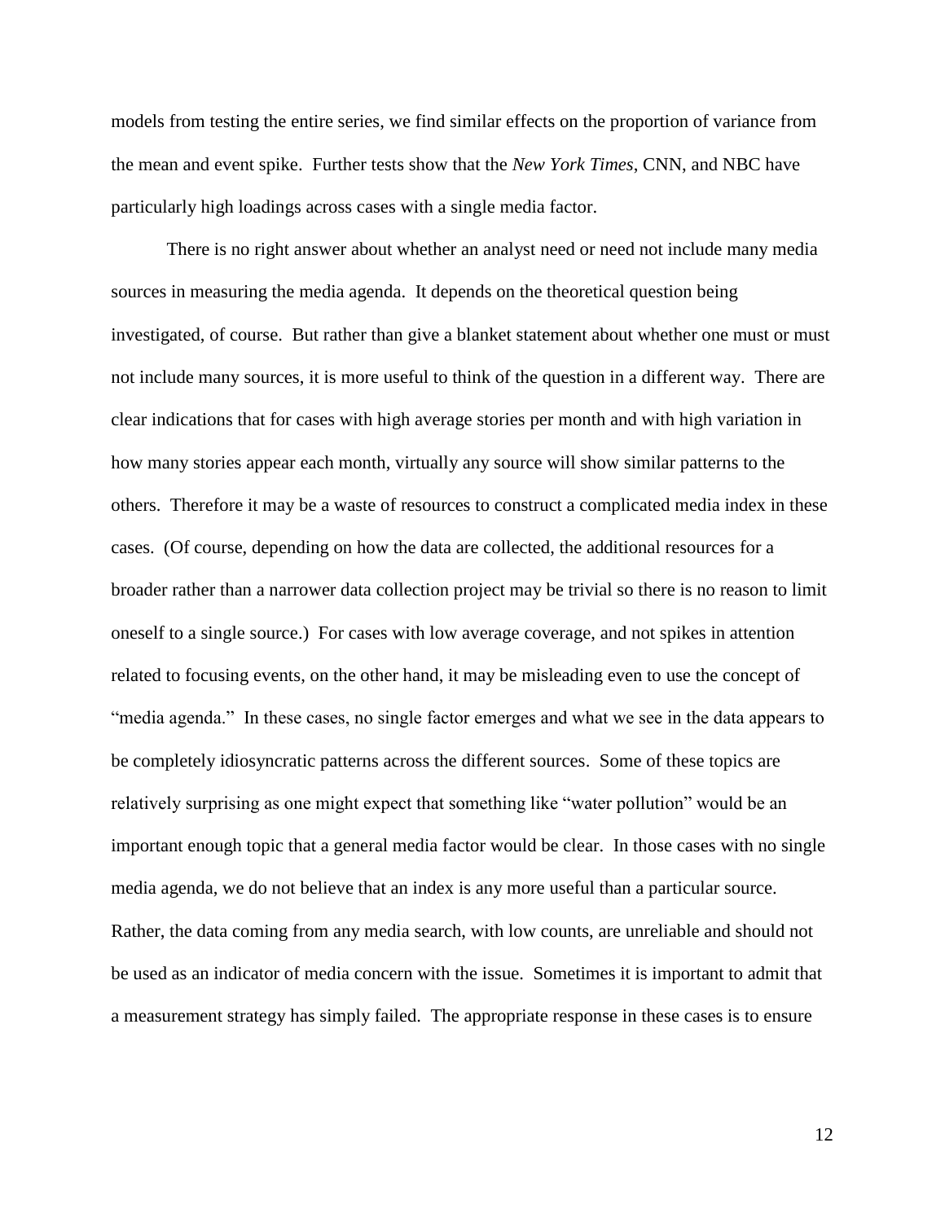models from testing the entire series, we find similar effects on the proportion of variance from the mean and event spike. Further tests show that the *New York Times*, CNN, and NBC have particularly high loadings across cases with a single media factor.

There is no right answer about whether an analyst need or need not include many media sources in measuring the media agenda. It depends on the theoretical question being investigated, of course. But rather than give a blanket statement about whether one must or must not include many sources, it is more useful to think of the question in a different way. There are clear indications that for cases with high average stories per month and with high variation in how many stories appear each month, virtually any source will show similar patterns to the others. Therefore it may be a waste of resources to construct a complicated media index in these cases. (Of course, depending on how the data are collected, the additional resources for a broader rather than a narrower data collection project may be trivial so there is no reason to limit oneself to a single source.) For cases with low average coverage, and not spikes in attention related to focusing events, on the other hand, it may be misleading even to use the concept of "media agenda." In these cases, no single factor emerges and what we see in the data appears to be completely idiosyncratic patterns across the different sources. Some of these topics are relatively surprising as one might expect that something like "water pollution" would be an important enough topic that a general media factor would be clear. In those cases with no single media agenda, we do not believe that an index is any more useful than a particular source. Rather, the data coming from any media search, with low counts, are unreliable and should not be used as an indicator of media concern with the issue. Sometimes it is important to admit that a measurement strategy has simply failed. The appropriate response in these cases is to ensure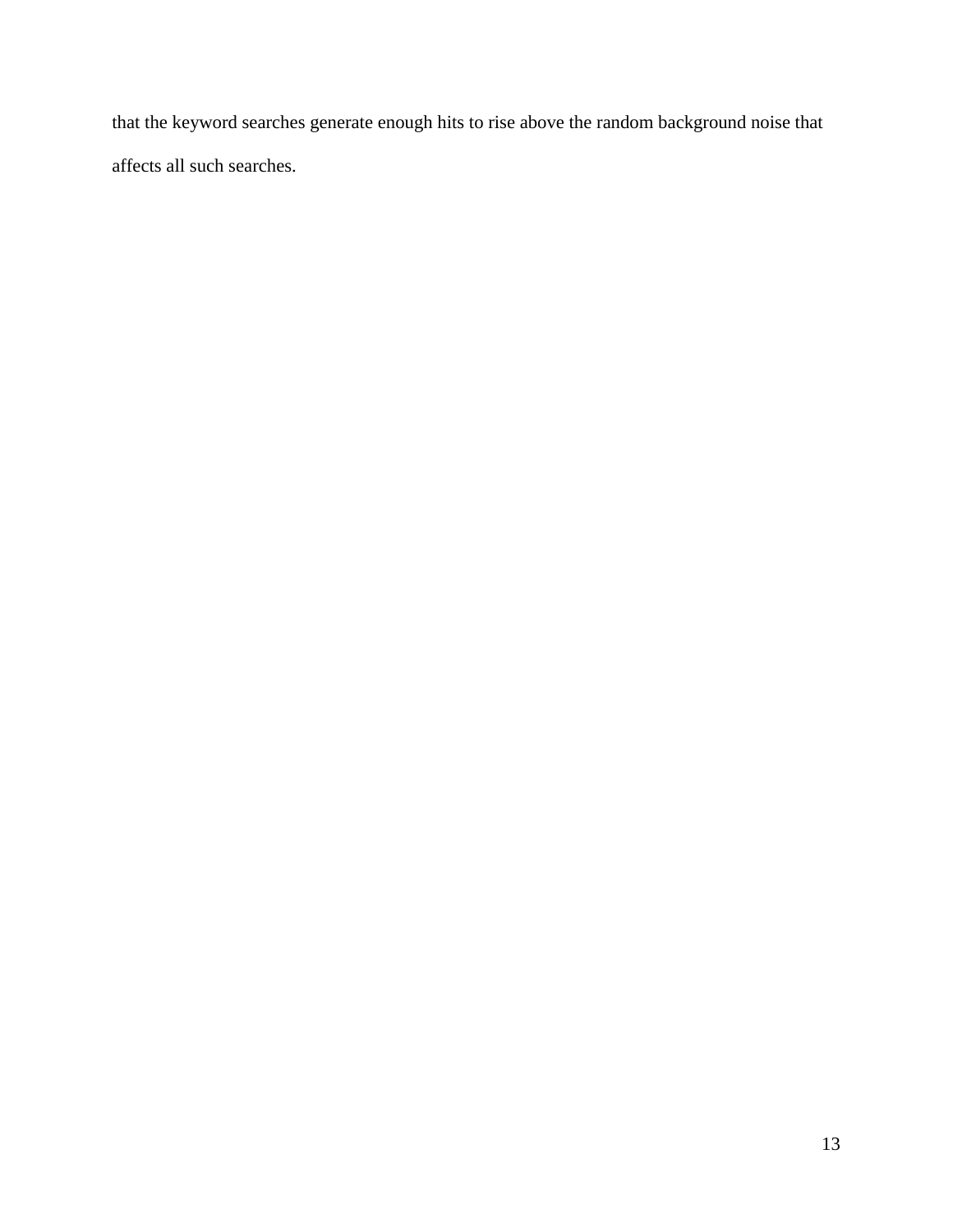that the keyword searches generate enough hits to rise above the random background noise that affects all such searches.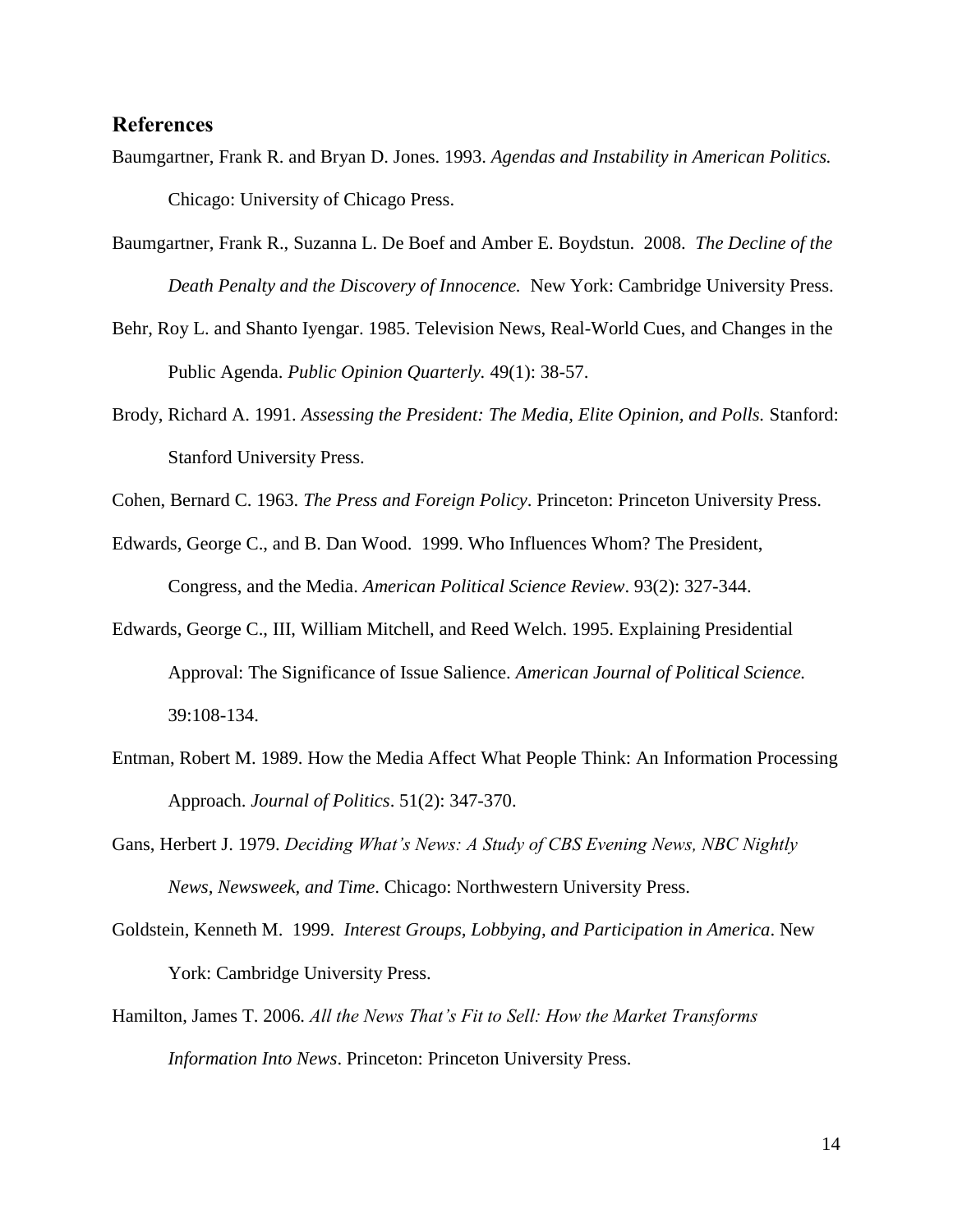## References

Baumgartner, Frank R. and Bryan D. Jones. 1993. *Agendas and Instability in American Politics.* Chicago: University of Chicago Press.

Baumgartner, Frank R., Suzanna L. De Boef and Amber E. Boydstun. 2008. *The Decline of the Death Penalty and the Discovery of Innocence.* New York: Cambridge University Press.

Behr, Roy L. and Shanto Iyengar. 1985. Television News, Real-World Cues, and Changes in the Public Agenda. *Public Opinion Quarterly.* 49(1): 38-57.

Brody, Richard A. 1991. *Assessing the President: The Media, Elite Opinion, and Polls.* Stanford: Stanford University Press.

Cohen, Bernard C. 1963. *The Press and Foreign Policy*. Princeton: Princeton University Press.

Edwards, George C., and B. Dan Wood. 1999. Who Influences Whom? The President, Congress, and the Media. *American Political Science Review*. 93(2): 327-344.

Edwards, George C., III, William Mitchell, and Reed Welch. 1995. Explaining Presidential Approval: The Significance of Issue Salience. *American Journal of Political Science.* 39:108-134.

Entman, Robert M. 1989. How the Media Affect What People Think: An Information Processing Approach. *Journal of Politics*. 51(2): 347-370.

Gans, Herbert J. 1979. *Deciding What's News: A Study of CBS Evening News, NBC Nightly News, Newsweek, and Time*. Chicago: Northwestern University Press.

Goldstein, Kenneth M. 1999. *Interest Groups, Lobbying, and Participation in America*. New York: Cambridge University Press.

Hamilton, James T. 2006. *All the News That's Fit to Sell: How the Market Transforms Information Into News*. Princeton: Princeton University Press.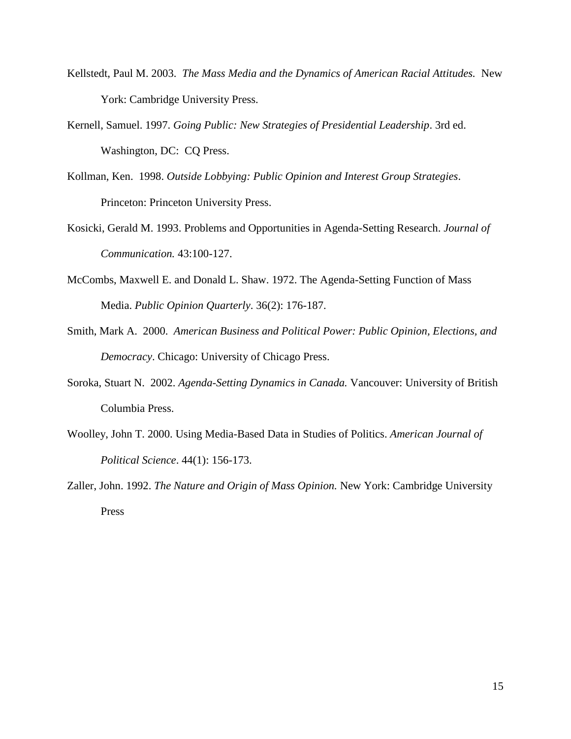Kellstedt, Paul M. 2003. *The Mass Media and the Dynamics of American Racial Attitudes.* New York: Cambridge University Press.

Kernell, Samuel. 1997. *Going Public: New Strategies of Presidential Leadership*. 3rd ed. Washington, DC: CQ Press.

Kollman, Ken. 1998. *Outside Lobbying: Public Opinion and Interest Group Strategies*. Princeton: Princeton University Press.

Kosicki, Gerald M. 1993. Problems and Opportunities in Agenda-Setting Research. *Journal of Communication.* 43:100-127.

McCombs, Maxwell E. and Donald L. Shaw. 1972. The Agenda-Setting Function of Mass Media. *Public Opinion Quarterly*. 36(2): 176-187.

Smith, Mark A. 2000. *American Business and Political Power: Public Opinion, Elections, and Democracy*. Chicago: University of Chicago Press.

Soroka, Stuart N. 2002. *Agenda-Setting Dynamics in Canada.* Vancouver: University of British Columbia Press.

Woolley, John T. 2000. Using Media-Based Data in Studies of Politics. *American Journal of Political Science*. 44(1): 156-173.

Zaller, John. 1992. *The Nature and Origin of Mass Opinion.* New York: Cambridge University Press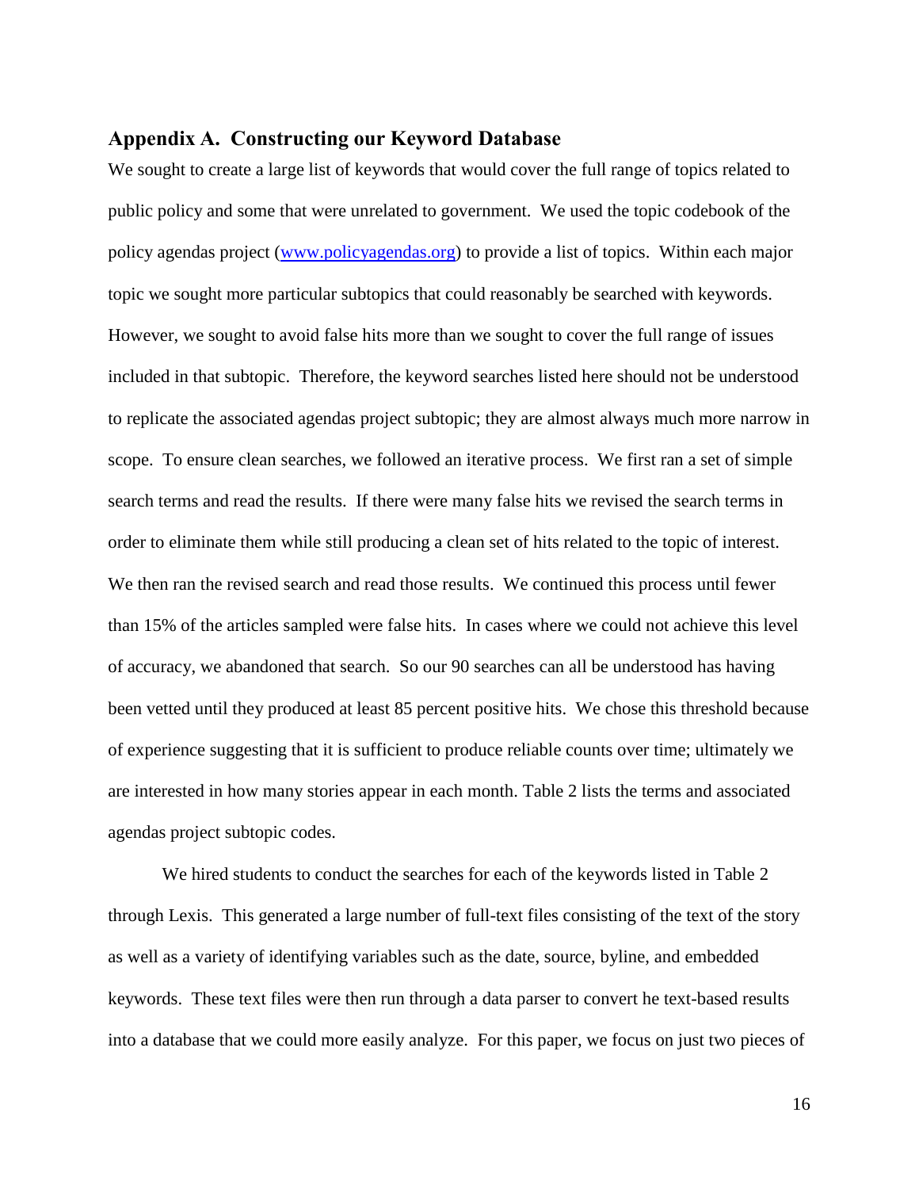## Appendix A. Constructing our Keyword Database

We sought to create a large list of keywords that would cover the full range of topics related to public policy and some that were unrelated to government. We used the topic codebook of the policy agendas project (www.policyagendas.org) to provide a list of topics. Within each major topic we sought more particular subtopics that could reasonably be searched with keywords. However, we sought to avoid false hits more than we sought to cover the full range of issues included in that subtopic. Therefore, the keyword searches listed here should not be understood to replicate the associated agendas project subtopic; they are almost always much more narrow in scope. To ensure clean searches, we followed an iterative process. We first ran a set of simple search terms and read the results. If there were many false hits we revised the search terms in order to eliminate them while still producing a clean set of hits related to the topic of interest. We then ran the revised search and read those results. We continued this process until fewer than 15% of the articles sampled were false hits. In cases where we could not achieve this level of accuracy, we abandoned that search. So our 90 searches can all be understood has having been vetted until they produced at least 85 percent positive hits. We chose this threshold because of experience suggesting that it is sufficient to produce reliable counts over time; ultimately we are interested in how many stories appear in each month. Table 2 lists the terms and associated agendas project subtopic codes.

We hired students to conduct the searches for each of the keywords listed in Table 2 through Lexis. This generated a large number of full-text files consisting of the text of the story as well as a variety of identifying variables such as the date, source, byline, and embedded keywords. These text files were then run through a data parser to convert he text-based results into a database that we could more easily analyze. For this paper, we focus on just two pieces of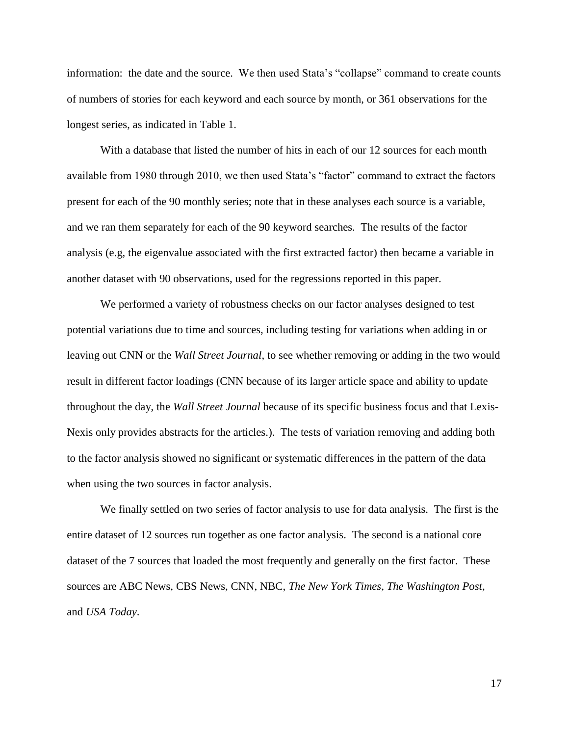information: the date and the source. We then used Stata's "collapse" command to create counts of numbers of stories for each keyword and each source by month, or 361 observations for the longest series, as indicated in Table 1.

With a database that listed the number of hits in each of our 12 sources for each month available from 1980 through 2010, we then used Stata's "factor" command to extract the factors present for each of the 90 monthly series; note that in these analyses each source is a variable, and we ran them separately for each of the 90 keyword searches. The results of the factor analysis (e.g, the eigenvalue associated with the first extracted factor) then became a variable in another dataset with 90 observations, used for the regressions reported in this paper.

We performed a variety of robustness checks on our factor analyses designed to test potential variations due to time and sources, including testing for variations when adding in or leaving out CNN or the *Wall Street Journal*, to see whether removing or adding in the two would result in different factor loadings (CNN because of its larger article space and ability to update throughout the day, the *Wall Street Journal* because of its specific business focus and that Lexis-Nexis only provides abstracts for the articles.). The tests of variation removing and adding both to the factor analysis showed no significant or systematic differences in the pattern of the data when using the two sources in factor analysis.

We finally settled on two series of factor analysis to use for data analysis. The first is the entire dataset of 12 sources run together as one factor analysis. The second is a national core dataset of the 7 sources that loaded the most frequently and generally on the first factor. These sources are ABC News, CBS News, CNN, NBC, *The New York Times*, *The Washington Post*, and *USA Today*.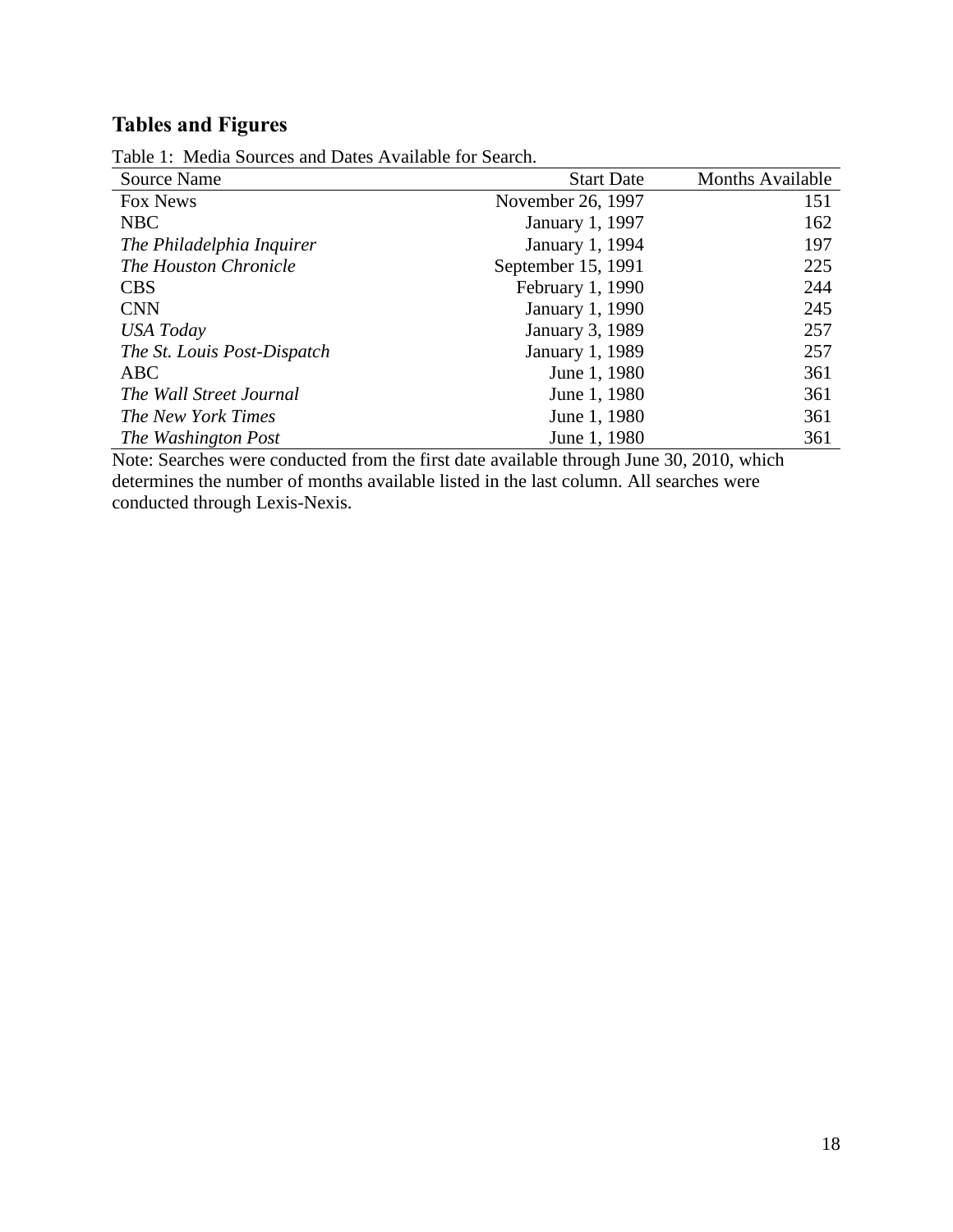## Tables and Figures

Table 1: Media Sources and Dates Available for Search.

| Source Name | Start Date | Months Available |
|---|---:|---:|
| Fox News | November 26, 1997 | 151 |
| NBC | January 1, 1997 | 162 |
| *The Philadelphia Inquirer* | January 1, 1994 | 197 |
| *The Houston Chronicle* | September 15, 1991 | 225 |
| CBS | February 1, 1990 | 244 |
| CNN | January 1, 1990 | 245 |
| *USA Today* | January 3, 1989 | 257 |
| *The St. Louis Post-Dispatch* | January 1, 1989 | 257 |
| ABC | June 1, 1980 | 361 |
| *The Wall Street Journal* | June 1, 1980 | 361 |
| *The New York Times* | June 1, 1980 | 361 |
| *The Washington Post* | June 1, 1980 | 361 |

Note: Searches were conducted from the first date available through June 30, 2010, which determines the number of months available listed in the last column. All searches were conducted through Lexis-Nexis.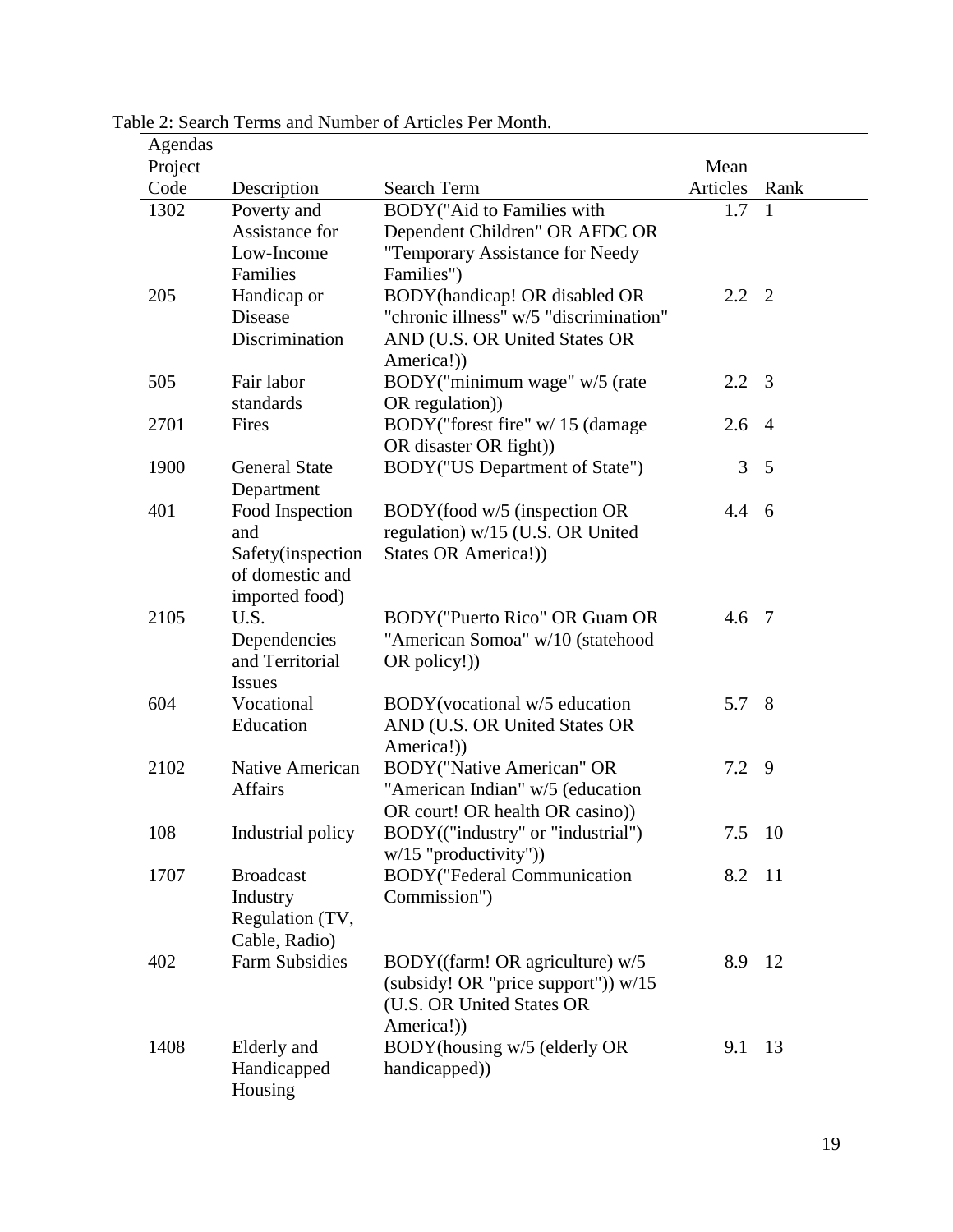Table 2: Search Terms and Number of Articles Per Month.

| Agendas Project Code | Description | Search Term | Mean Articles | Rank |
|---|---|---|---|---|
| 1302 | Poverty and Assistance for Low-Income Families | BODY("Aid to Families with Dependent Children" OR AFDC OR "Temporary Assistance for Needy Families") | 1.7 | 1 |
| 205 | Handicap or Disease Discrimination | BODY(handicap! OR disabled OR "chronic illness" w/5 "discrimination" AND (U.S. OR United States OR America!)) | 2.2 | 2 |
| 505 | Fair labor standards | BODY("minimum wage" w/5 (rate OR regulation)) | 2.2 | 3 |
| 2701 | Fires | BODY("forest fire" w/ 15 (damage OR disaster OR fight)) | 2.6 | 4 |
| 1900 | General State Department | BODY("US Department of State") | 3 | 5 |
| 401 | Food Inspection and Safety(inspection of domestic and imported food) | BODY(food w/5 (inspection OR regulation) w/15 (U.S. OR United States OR America!)) | 4.4 | 6 |
| 2105 | U.S. Dependencies and Territorial Issues | BODY("Puerto Rico" OR Guam OR "American Somoa" w/10 (statehood OR policy!)) | 4.6 | 7 |
| 604 | Vocational Education | BODY(vocational w/5 education AND (U.S. OR United States OR America!)) | 5.7 | 8 |
| 2102 | Native American Affairs | BODY("Native American" OR "American Indian" w/5 (education OR court! OR health OR casino)) | 7.2 | 9 |
| 108 | Industrial policy | BODY(("industry" or "industrial") w/15 "productivity")) | 7.5 | 10 |
| 1707 | Broadcast Industry Regulation (TV, Cable, Radio) | BODY("Federal Communication Commission") | 8.2 | 11 |
| 402 | Farm Subsidies | BODY((farm! OR agriculture) w/5 (subsidy! OR "price support")) w/15 (U.S. OR United States OR America!)) | 8.9 | 12 |
| 1408 | Elderly and Handicapped Housing | BODY(housing w/5 (elderly OR handicapped)) | 9.1 | 13 |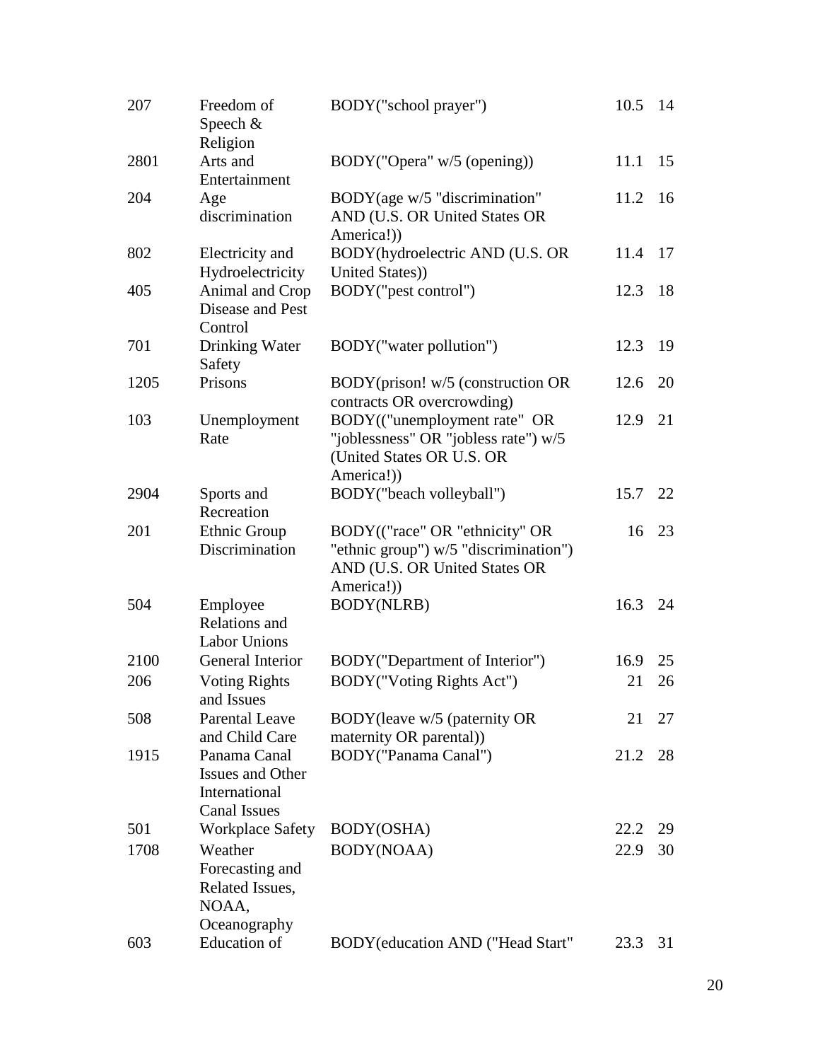| | | | | |
|---|---|---|---|---|
| 207 | Freedom of Speech & Religion | BODY("school prayer") | 10.5 | 14 |
| 2801 | Arts and Entertainment | BODY("Opera" w/5 (opening)) | 11.1 | 15 |
| 204 | Age discrimination | BODY(age w/5 "discrimination" AND (U.S. OR United States OR America!)) | 11.2 | 16 |
| 802 | Electricity and Hydroelectricity | BODY(hydroelectric AND (U.S. OR United States)) | 11.4 | 17 |
| 405 | Animal and Crop Disease and Pest Control | BODY("pest control") | 12.3 | 18 |
| 701 | Drinking Water Safety | BODY("water pollution") | 12.3 | 19 |
| 1205 | Prisons | BODY(prison! w/5 (construction OR contracts OR overcrowding) | 12.6 | 20 |
| 103 | Unemployment Rate | BODY(("unemployment rate" OR "joblessness" OR "jobless rate") w/5 (United States OR U.S. OR America!)) | 12.9 | 21 |
| 2904 | Sports and Recreation | BODY("beach volleyball") | 15.7 | 22 |
| 201 | Ethnic Group Discrimination | BODY(("race" OR "ethnicity" OR "ethnic group") w/5 "discrimination") AND (U.S. OR United States OR America!)) | 16 | 23 |
| 504 | Employee Relations and Labor Unions | BODY(NLRB) | 16.3 | 24 |
| 2100 | General Interior | BODY("Department of Interior") | 16.9 | 25 |
| 206 | Voting Rights and Issues | BODY("Voting Rights Act") | 21 | 26 |
| 508 | Parental Leave and Child Care | BODY(leave w/5 (paternity OR maternity OR parental)) | 21 | 27 |
| 1915 | Panama Canal Issues and Other International Canal Issues | BODY("Panama Canal") | 21.2 | 28 |
| 501 | Workplace Safety | BODY(OSHA) | 22.2 | 29 |
| 1708 | Weather Forecasting and Related Issues, NOAA, Oceanography | BODY(NOAA) | 22.9 | 30 |
| 603 | Education of | BODY(education AND ("Head Start" | 23.3 | 31 |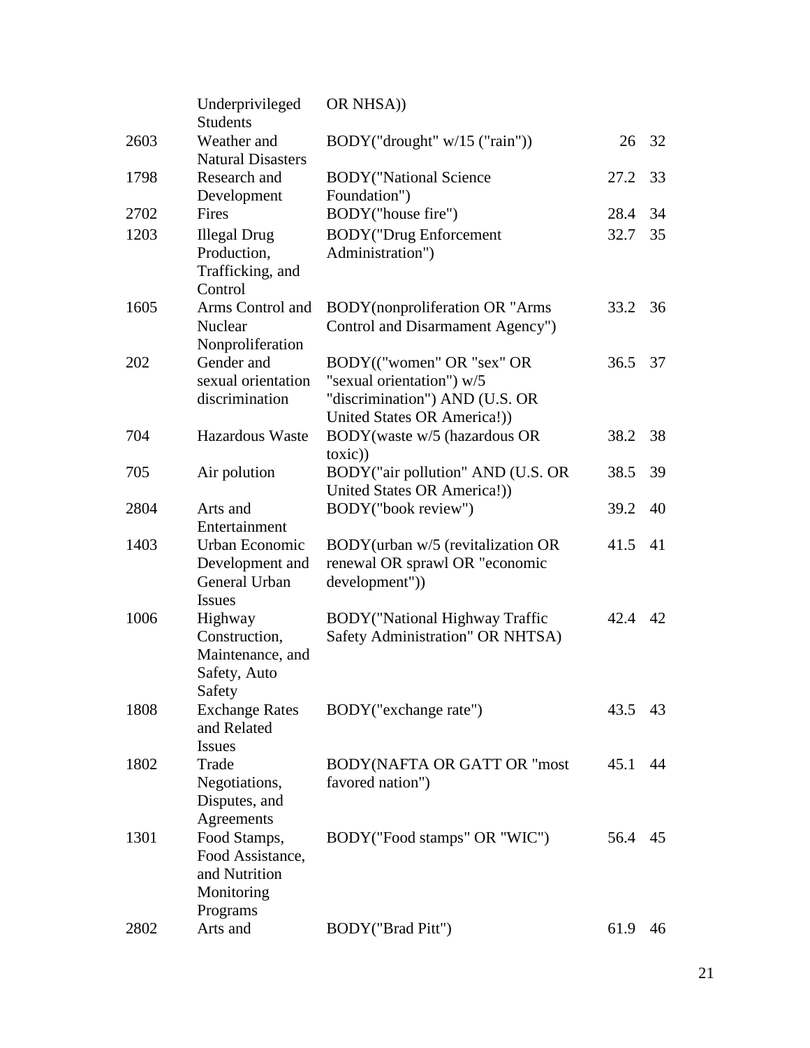| | | | | |
|---|---|---|---|---|
| | Underprivileged Students | OR NHSA)) | | |
| 2603 | Weather and Natural Disasters | BODY("drought" w/15 ("rain")) | 26 | 32 |
| 1798 | Research and Development | BODY("National Science Foundation") | 27.2 | 33 |
| 2702 | Fires | BODY("house fire") | 28.4 | 34 |
| 1203 | Illegal Drug Production, Trafficking, and Control | BODY("Drug Enforcement Administration") | 32.7 | 35 |
| 1605 | Arms Control and Nuclear Nonproliferation | BODY(nonproliferation OR "Arms Control and Disarmament Agency") | 33.2 | 36 |
| 202 | Gender and sexual orientation discrimination | BODY(("women" OR "sex" OR "sexual orientation") w/5 "discrimination") AND (U.S. OR United States OR America!)) | 36.5 | 37 |
| 704 | Hazardous Waste | BODY(waste w/5 (hazardous OR toxic)) | 38.2 | 38 |
| 705 | Air polution | BODY("air pollution" AND (U.S. OR United States OR America!)) | 38.5 | 39 |
| 2804 | Arts and Entertainment | BODY("book review") | 39.2 | 40 |
| 1403 | Urban Economic Development and General Urban Issues | BODY(urban w/5 (revitalization OR renewal OR sprawl OR "economic development")) | 41.5 | 41 |
| 1006 | Highway Construction, Maintenance, and Safety, Auto Safety | BODY("National Highway Traffic Safety Administration" OR NHTSA) | 42.4 | 42 |
| 1808 | Exchange Rates and Related Issues | BODY("exchange rate") | 43.5 | 43 |
| 1802 | Trade Negotiations, Disputes, and Agreements | BODY(NAFTA OR GATT OR "most favored nation") | 45.1 | 44 |
| 1301 | Food Stamps, Food Assistance, and Nutrition Monitoring Programs | BODY("Food stamps" OR "WIC") | 56.4 | 45 |
| 2802 | Arts and | BODY("Brad Pitt") | 61.9 | 46 |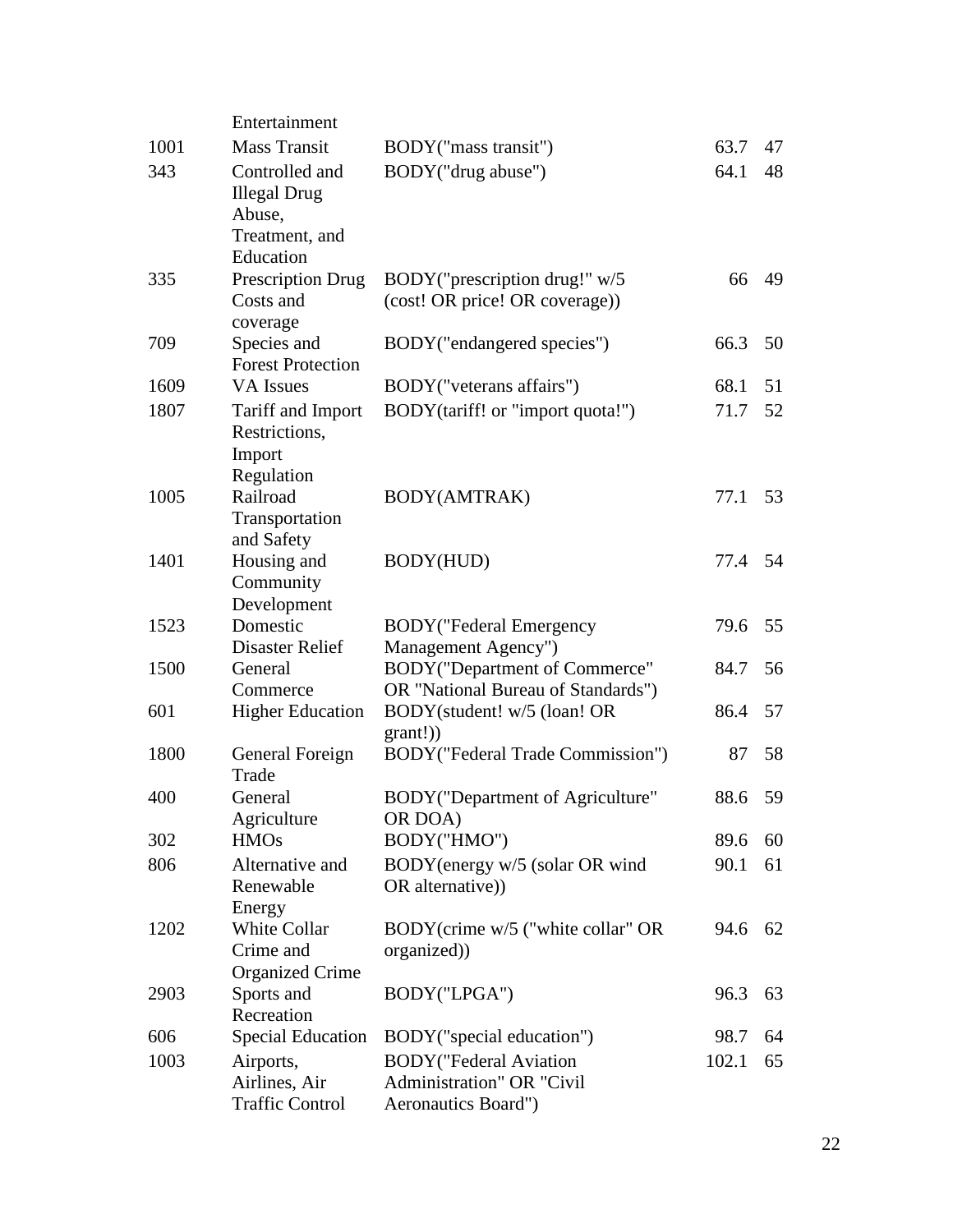| | Entertainment | | | |
|---|---|---|---|---|
| 1001 | Mass Transit | BODY("mass transit") | 63.7 | 47 |
| 343 | Controlled and Illegal Drug Abuse, Treatment, and Education | BODY("drug abuse") | 64.1 | 48 |
| 335 | Prescription Drug Costs and coverage | BODY("prescription drug!" w/5 (cost! OR price! OR coverage)) | 66 | 49 |
| 709 | Species and Forest Protection | BODY("endangered species") | 66.3 | 50 |
| 1609 | VA Issues | BODY("veterans affairs") | 68.1 | 51 |
| 1807 | Tariff and Import Restrictions, Import Regulation | BODY(tariff! or "import quota!") | 71.7 | 52 |
| 1005 | Railroad Transportation and Safety | BODY(AMTRAK) | 77.1 | 53 |
| 1401 | Housing and Community Development | BODY(HUD) | 77.4 | 54 |
| 1523 | Domestic Disaster Relief | BODY("Federal Emergency Management Agency") | 79.6 | 55 |
| 1500 | General Commerce | BODY("Department of Commerce" OR "National Bureau of Standards") | 84.7 | 56 |
| 601 | Higher Education | BODY(student! w/5 (loan! OR grant!)) | 86.4 | 57 |
| 1800 | General Foreign Trade | BODY("Federal Trade Commission") | 87 | 58 |
| 400 | General Agriculture | BODY("Department of Agriculture" OR DOA) | 88.6 | 59 |
| 302 | HMOs | BODY("HMO") | 89.6 | 60 |
| 806 | Alternative and Renewable Energy | BODY(energy w/5 (solar OR wind OR alternative)) | 90.1 | 61 |
| 1202 | White Collar Crime and Organized Crime | BODY(crime w/5 ("white collar" OR organized)) | 94.6 | 62 |
| 2903 | Sports and Recreation | BODY("LPGA") | 96.3 | 63 |
| 606 | Special Education | BODY("special education") | 98.7 | 64 |
| 1003 | Airports, Airlines, Air Traffic Control | BODY("Federal Aviation Administration" OR "Civil Aeronautics Board") | 102.1 | 65 |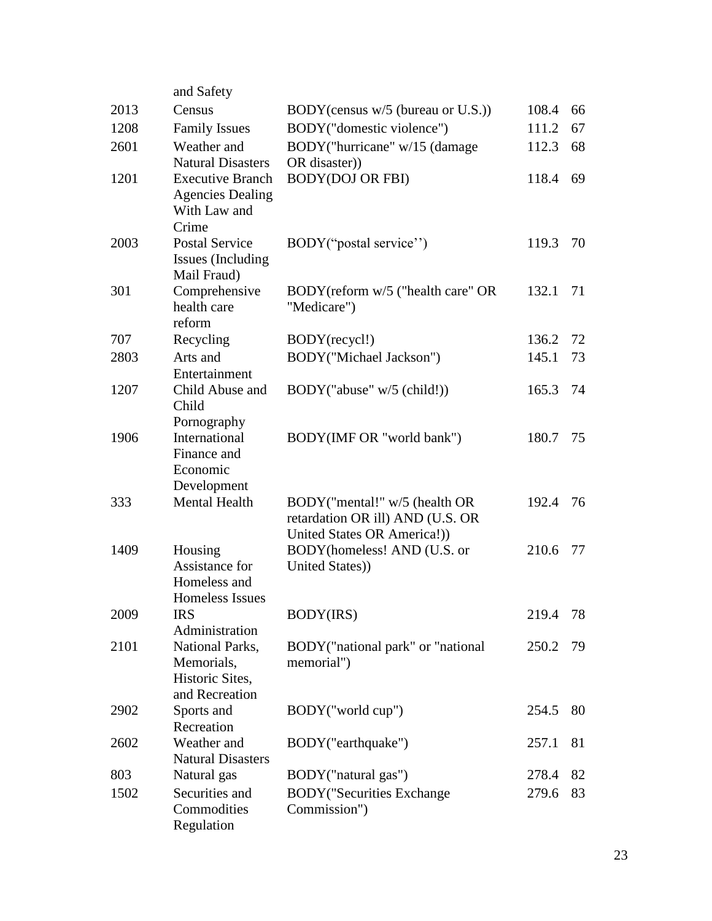| | | | | |
|---|---|---|---|---|
| | and Safety | | | |
| 2013 | Census | BODY(census w/5 (bureau or U.S.)) | 108.4 | 66 |
| 1208 | Family Issues | BODY("domestic violence") | 111.2 | 67 |
| 2601 | Weather and Natural Disasters | BODY("hurricane" w/15 (damage OR disaster)) | 112.3 | 68 |
| 1201 | Executive Branch Agencies Dealing With Law and Crime | BODY(DOJ OR FBI) | 118.4 | 69 |
| 2003 | Postal Service Issues (Including Mail Fraud) | BODY("postal service'') | 119.3 | 70 |
| 301 | Comprehensive health care reform | BODY(reform w/5 ("health care" OR "Medicare") | 132.1 | 71 |
| 707 | Recycling | BODY(recycl!) | 136.2 | 72 |
| 2803 | Arts and Entertainment | BODY("Michael Jackson") | 145.1 | 73 |
| 1207 | Child Abuse and Child Pornography | BODY("abuse" w/5 (child!)) | 165.3 | 74 |
| 1906 | International Finance and Economic Development | BODY(IMF OR "world bank") | 180.7 | 75 |
| 333 | Mental Health | BODY("mental!" w/5 (health OR retardation OR ill) AND (U.S. OR United States OR America!)) | 192.4 | 76 |
| 1409 | Housing Assistance for Homeless and Homeless Issues | BODY(homeless! AND (U.S. or United States)) | 210.6 | 77 |
| 2009 | IRS Administration | BODY(IRS) | 219.4 | 78 |
| 2101 | National Parks, Memorials, Historic Sites, and Recreation | BODY("national park" or "national memorial") | 250.2 | 79 |
| 2902 | Sports and Recreation | BODY("world cup") | 254.5 | 80 |
| 2602 | Weather and Natural Disasters | BODY("earthquake") | 257.1 | 81 |
| 803 | Natural gas | BODY("natural gas") | 278.4 | 82 |
| 1502 | Securities and Commodities Regulation | BODY("Securities Exchange Commission") | 279.6 | 83 |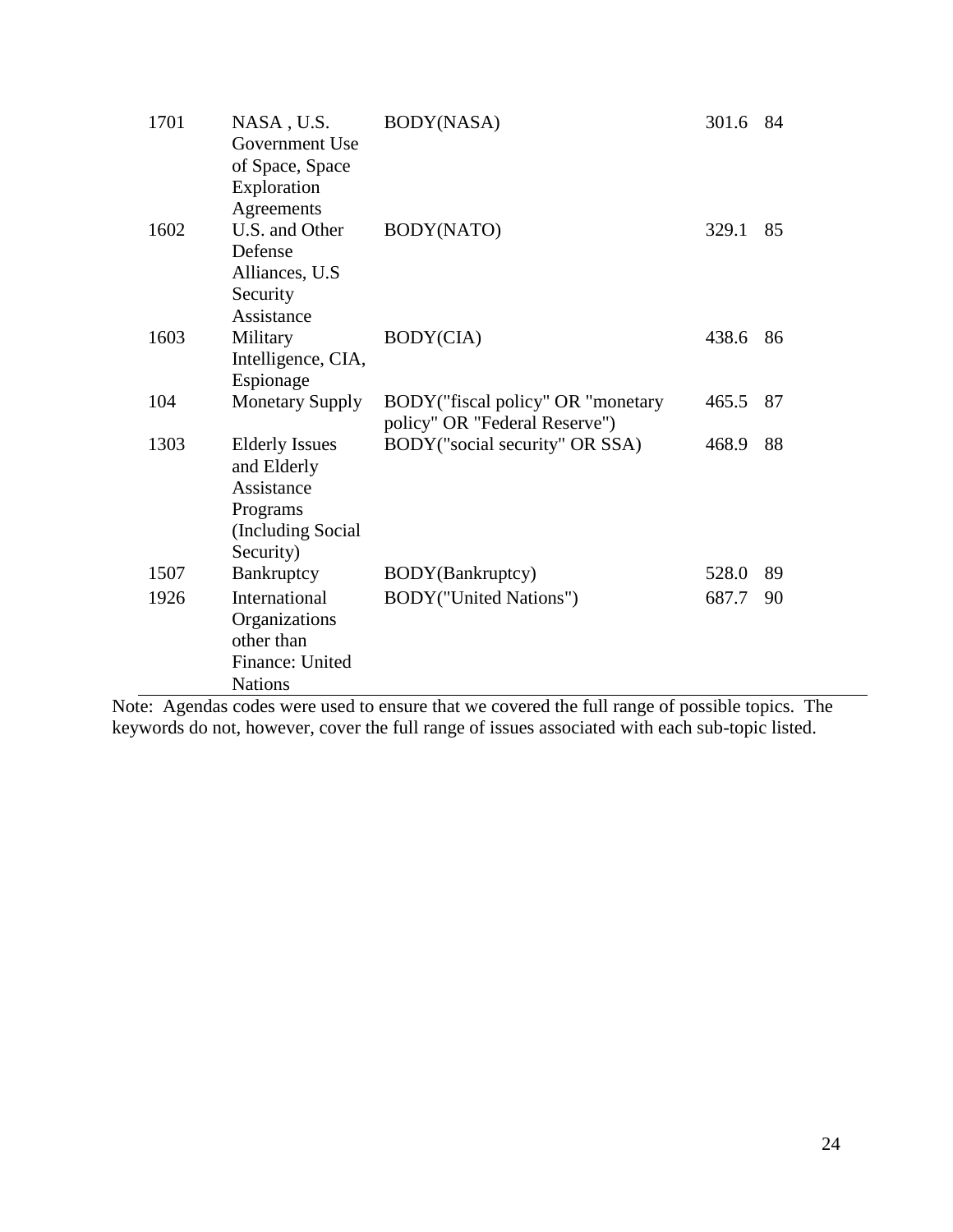| | | | | |
|---|---|---|---|---|
| 1701 | NASA , U.S. Government Use of Space, Space Exploration Agreements | BODY(NASA) | 301.6 | 84 |
| 1602 | U.S. and Other Defense Alliances, U.S Security Assistance | BODY(NATO) | 329.1 | 85 |
| 1603 | Military Intelligence, CIA, Espionage | BODY(CIA) | 438.6 | 86 |
| 104 | Monetary Supply | BODY("fiscal policy" OR "monetary policy" OR "Federal Reserve") | 465.5 | 87 |
| 1303 | Elderly Issues and Elderly Assistance Programs (Including Social Security) | BODY("social security" OR SSA) | 468.9 | 88 |
| 1507 | Bankruptcy | BODY(Bankruptcy) | 528.0 | 89 |
| 1926 | International Organizations other than Finance: United Nations | BODY("United Nations") | 687.7 | 90 |

Note: Agendas codes were used to ensure that we covered the full range of possible topics. The keywords do not, however, cover the full range of issues associated with each sub-topic listed.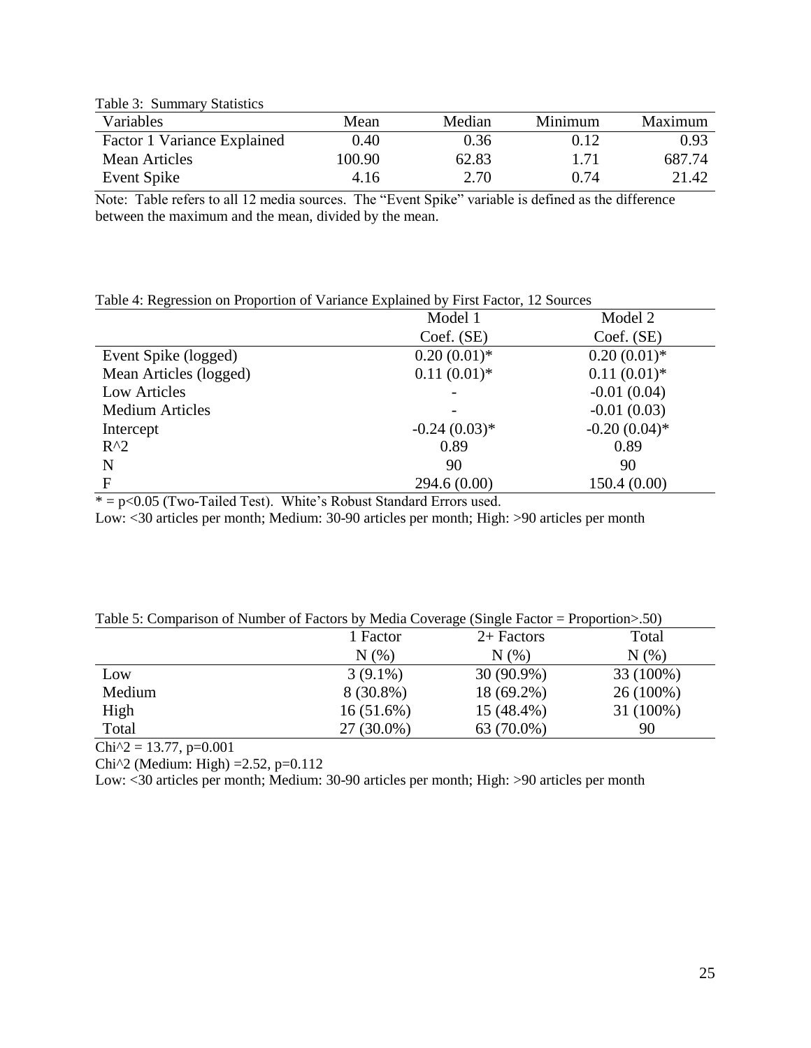Table 3: Summary Statistics

| Variables | Mean | Median | Minimum | Maximum |
|---|---|---|---|---|
| Factor 1 Variance Explained | 0.40 | 0.36 | 0.12 | 0.93 |
| Mean Articles | 100.90 | 62.83 | 1.71 | 687.74 |
| Event Spike | 4.16 | 2.70 | 0.74 | 21.42 |

Note: Table refers to all 12 media sources. The "Event Spike" variable is defined as the difference between the maximum and the mean, divided by the mean.

Table 4: Regression on Proportion of Variance Explained by First Factor, 12 Sources

| | Model 1 | Model 2 |
|---|---|---|
| | Coef. (SE) | Coef. (SE) |
| Event Spike (logged) | 0.20 (0.01)* | 0.20 (0.01)* |
| Mean Articles (logged) | 0.11 (0.01)* | 0.11 (0.01)* |
| Low Articles | - | -0.01 (0.04) |
| Medium Articles | - | -0.01 (0.03) |
| Intercept | -0.24 (0.03)* | -0.20 (0.04)* |
| $R^2$ | 0.89 | 0.89 |
| N | 90 | 90 |
| F | 294.6 (0.00) | 150.4 (0.00) |

* = $p<0.05$ (Two-Tailed Test). White's Robust Standard Errors used.

Low: <30 articles per month; Medium: 30-90 articles per month; High: >90 articles per month

Table 5: Comparison of Number of Factors by Media Coverage (Single Factor = Proportion>.50)

| | 1 Factor | 2+ Factors | Total |
|---|---|---|---|
| | N (%) | N (%) | N (%) |
| Low | 3 (9.1%) | 30 (90.9%) | 33 (100%) |
| Medium | 8 (30.8%) | 18 (69.2%) | 26 (100%) |
| High | 16 (51.6%) | 15 (48.4%) | 31 (100%) |
| Total | 27 (30.0%) | 63 (70.0%) | 90 |

$Chi^2 = 13.77$, $p=0.001$

$Chi^2$ (Medium: High) $=2.52$, $p=0.112$

Low: <30 articles per month; Medium: 30-90 articles per month; High: >90 articles per month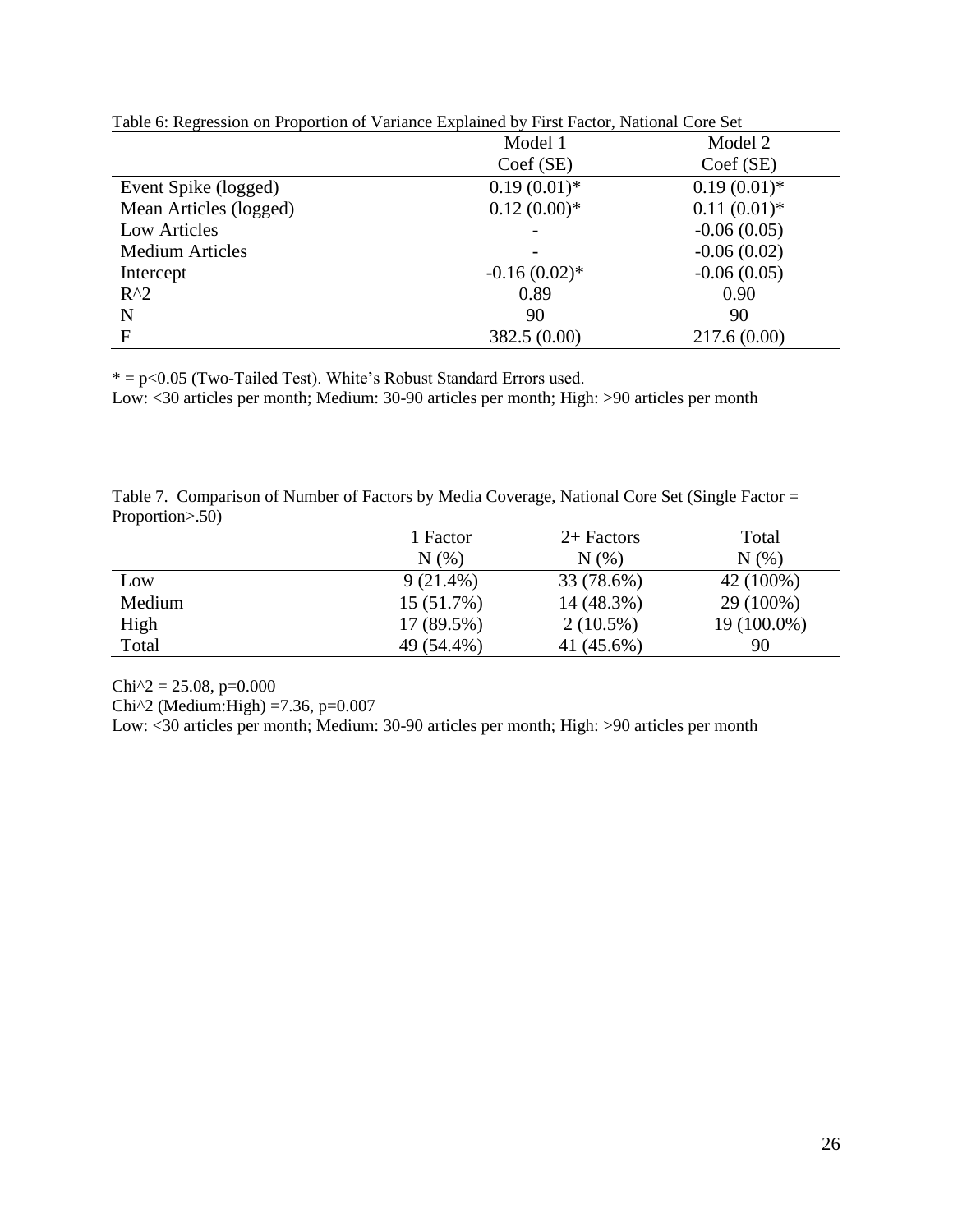Table 6: Regression on Proportion of Variance Explained by First Factor, National Core Set

| | Model 1 | Model 2 |
|---|---|---|
| | Coef (SE) | Coef (SE) |
| Event Spike (logged) | 0.19 (0.01)* | 0.19 (0.01)* |
| Mean Articles (logged) | 0.12 (0.00)* | 0.11 (0.01)* |
| Low Articles | - | -0.06 (0.05) |
| Medium Articles | - | -0.06 (0.02) |
| Intercept | -0.16 (0.02)* | -0.06 (0.05) |
| $R^2$ | 0.89 | 0.90 |
| N | 90 | 90 |
| F | 382.5 (0.00) | 217.6 (0.00) |

* = $p<0.05$ (Two-Tailed Test). White's Robust Standard Errors used.

Low: <30 articles per month; Medium: 30-90 articles per month; High: >90 articles per month

Table 7. Comparison of Number of Factors by Media Coverage, National Core Set (Single Factor = Proportion>.50)

| | 1 Factor | 2+ Factors | Total |
|---|---|---|---|
| | N (%) | N (%) | N (%) |
| Low | 9 (21.4%) | 33 (78.6%) | 42 (100%) |
| Medium | 15 (51.7%) | 14 (48.3%) | 29 (100%) |
| High | 17 (89.5%) | 2 (10.5%) | 19 (100.0%) |
| Total | 49 (54.4%) | 41 (45.6%) | 90 |

$Chi^2 = 25.08$, $p=0.000$

$Chi^2$ (Medium:High) $=7.36$, $p=0.007$

Low: <30 articles per month; Medium: 30-90 articles per month; High: >90 articles per month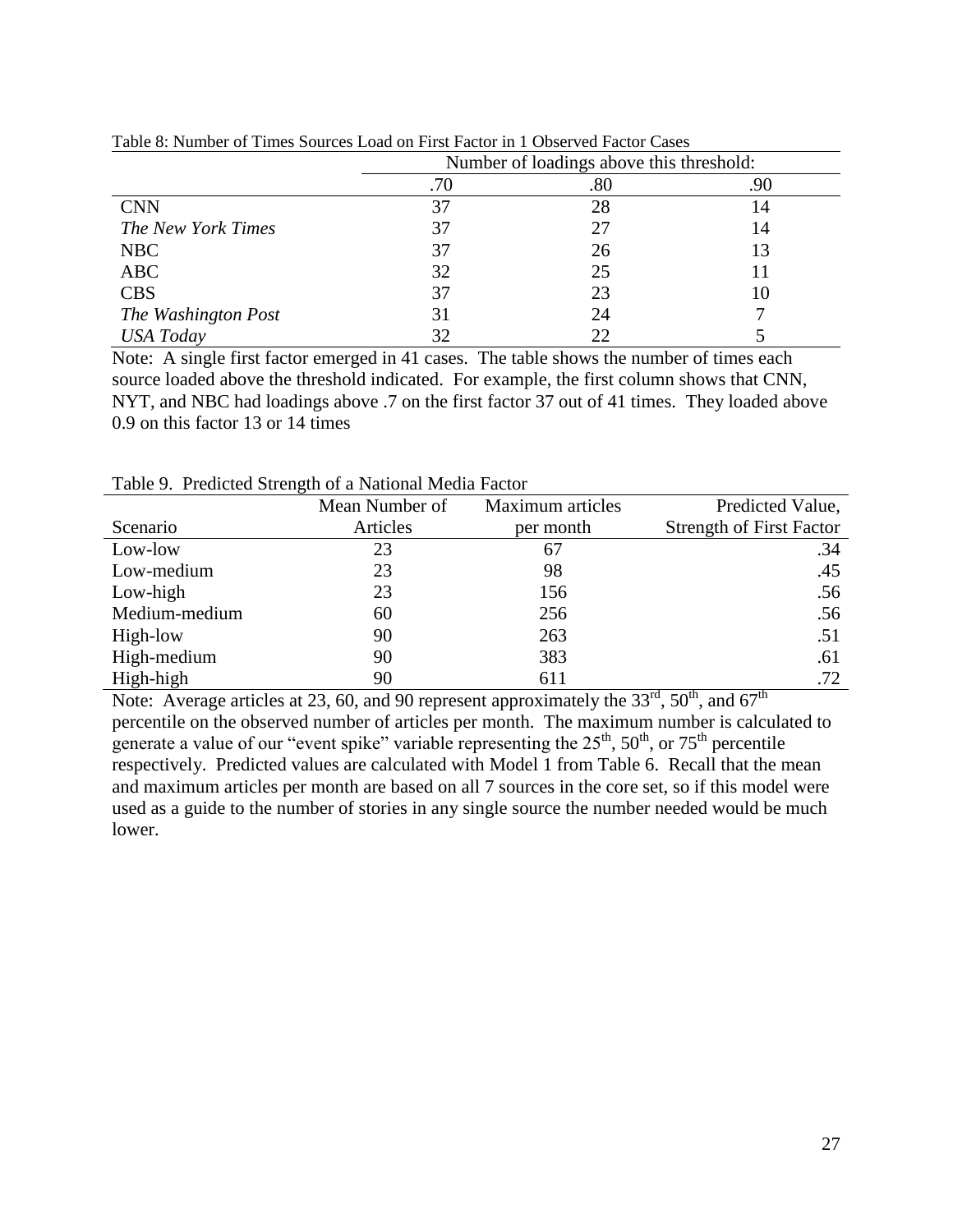Table 8: Number of Times Sources Load on First Factor in 1 Observed Factor Cases

| | Number of loadings above this threshold: | | |
|---|---|---|---|
| | .70 | .80 | .90 |
| CNN | 37 | 28 | 14 |
| *The New York Times* | 37 | 27 | 14 |
| NBC | 37 | 26 | 13 |
| ABC | 32 | 25 | 11 |
| CBS | 37 | 23 | 10 |
| *The Washington Post* | 31 | 24 | 7 |
| *USA Today* | 32 | 22 | 5 |

Note: A single first factor emerged in 41 cases. The table shows the number of times each source loaded above the threshold indicated. For example, the first column shows that CNN, NYT, and NBC had loadings above .7 on the first factor 37 out of 41 times. They loaded above 0.9 on this factor 13 or 14 times

Table 9. Predicted Strength of a National Media Factor

| Scenario | Mean Number of Articles | Maximum articles per month | Predicted Value, Strength of First Factor |
|---|---|---|---|
| Low-low | 23 | 67 | .34 |
| Low-medium | 23 | 98 | .45 |
| Low-high | 23 | 156 | .56 |
| Medium-medium | 60 | 256 | .56 |
| High-low | 90 | 263 | .51 |
| High-medium | 90 | 383 | .61 |
| High-high | 90 | 611 | .72 |

Note: Average articles at 23, 60, and 90 represent approximately the 33rd, 50th, and 67th percentile on the observed number of articles per month. The maximum number is calculated to generate a value of our "event spike" variable representing the 25th, 50th, or 75th percentile respectively. Predicted values are calculated with Model 1 from Table 6. Recall that the mean and maximum articles per month are based on all 7 sources in the core set, so if this model were used as a guide to the number of stories in any single source the number needed would be much lower.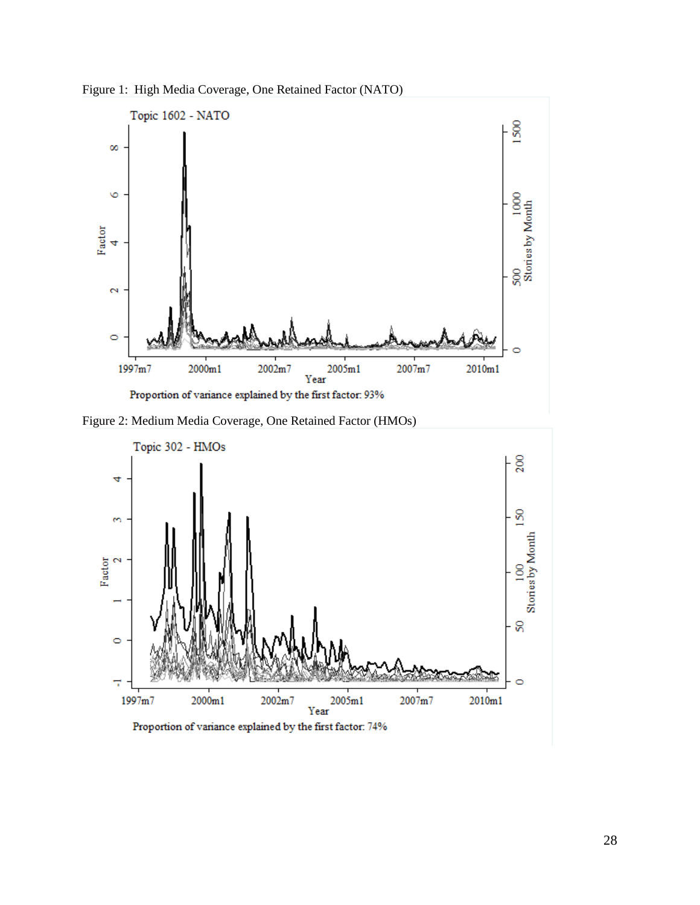Figure 1: High Media Coverage, One Retained Factor (NATO)

Topic 1602 - NATO

Proportion of variance explained by the first factor: 93%

Figure 2: Medium Media Coverage, One Retained Factor (HMOs)

Topic 302 - HMOs

Proportion of variance explained by the first factor: 74%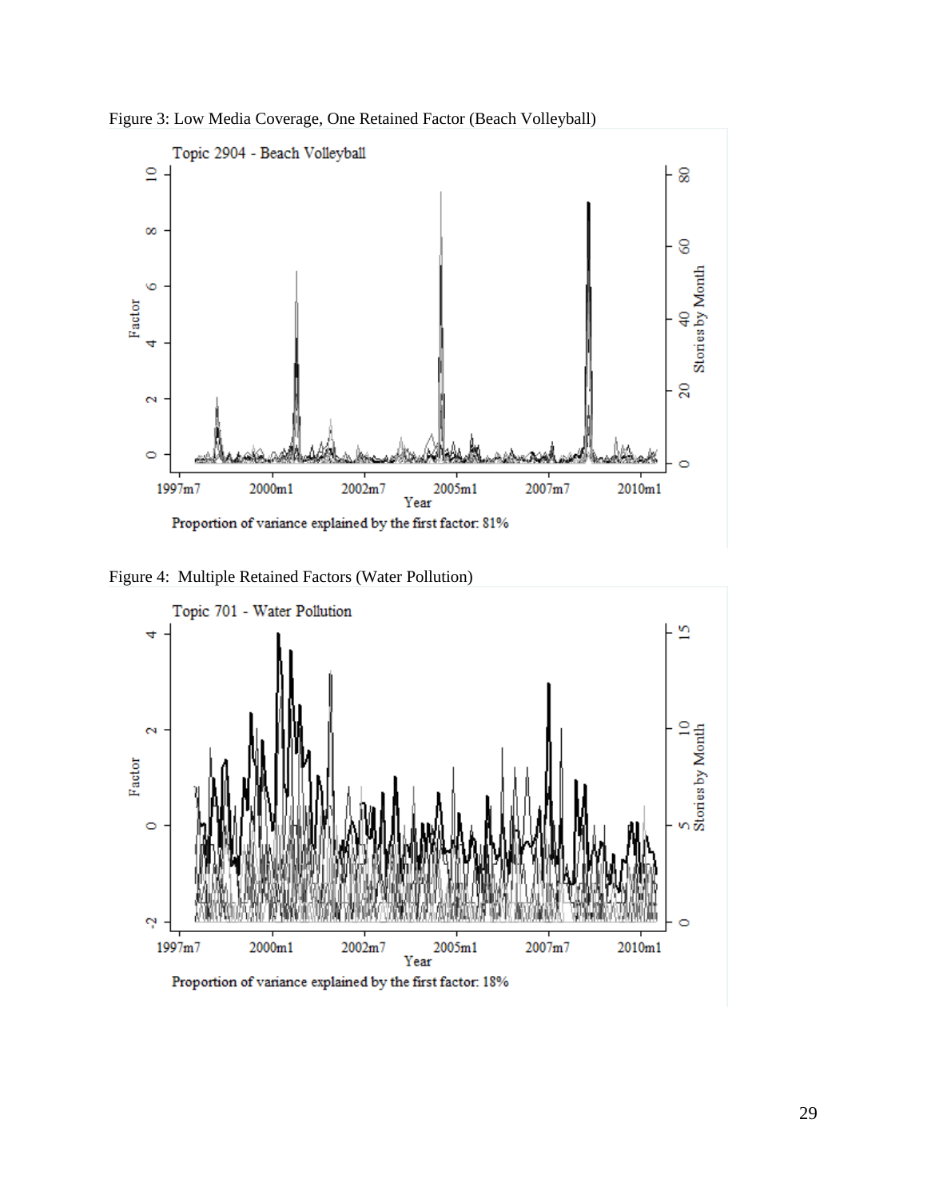Figure 3: Low Media Coverage, One Retained Factor (Beach Volleyball)

Figure 4: Multiple Retained Factors (Water Pollution)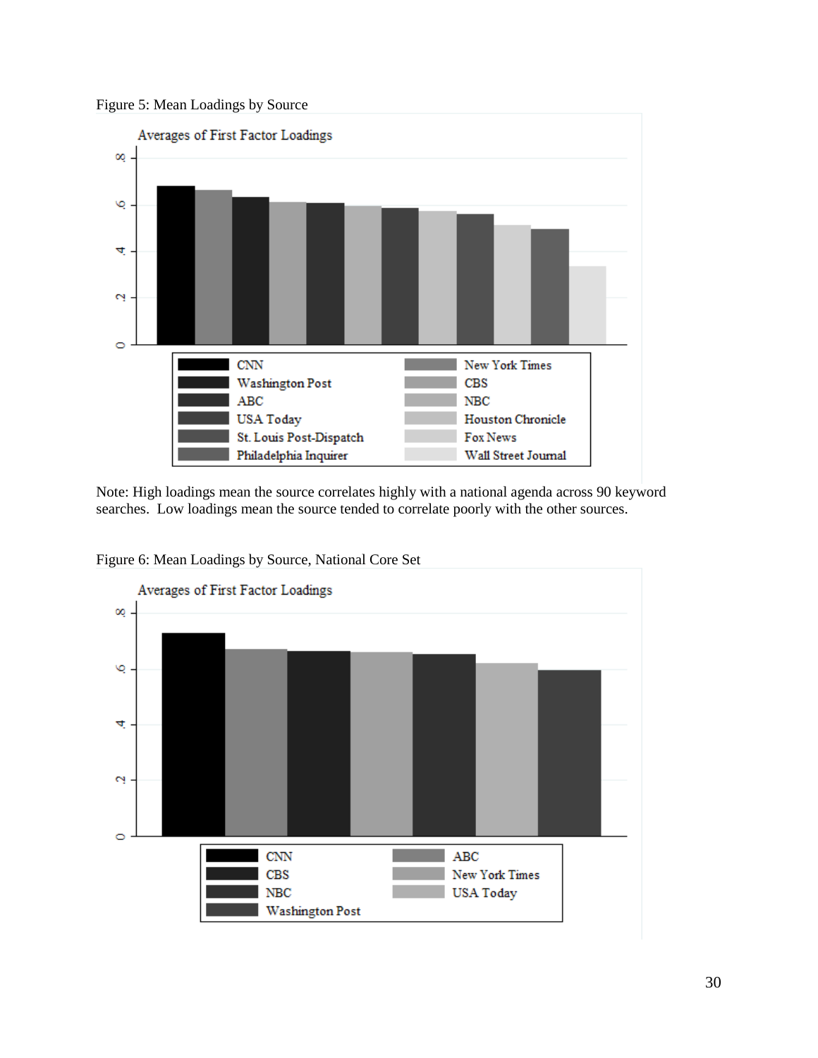Figure 5: Mean Loadings by Source

Averages of First Factor Loadings

0
.2
.4
.6
.8

CNN
Washington Post
ABC
USA Today
St. Louis Post-Dispatch
Philadelphia Inquirer
New York Times
CBS
NBC
Houston Chronicle
Fox News
Wall Street Journal

Note: High loadings mean the source correlates highly with a national agenda across 90 keyword searches. Low loadings mean the source tended to correlate poorly with the other sources.

Figure 6: Mean Loadings by Source, National Core Set

Averages of First Factor Loadings

0
.2
.4
.6
.8

CNN
CBS
NBC
Washington Post
ABC
New York Times
USA Today